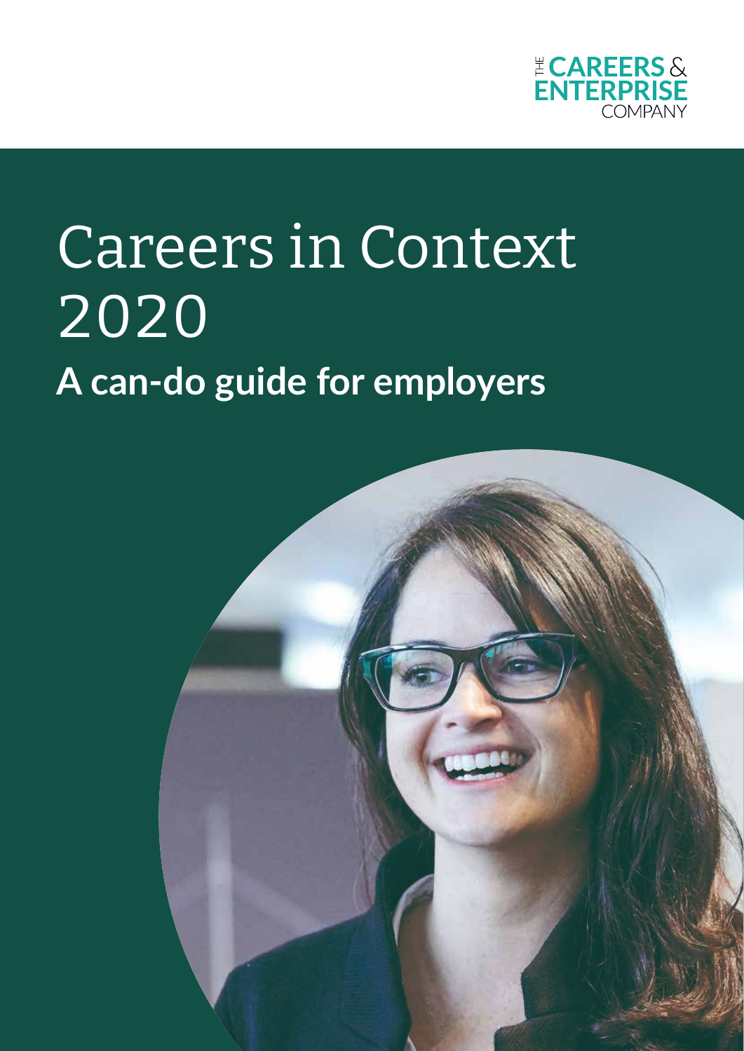THE CAREERS & ENTERPRISE COMPANY

# Careers in Context 2020

## A can-do guide for employers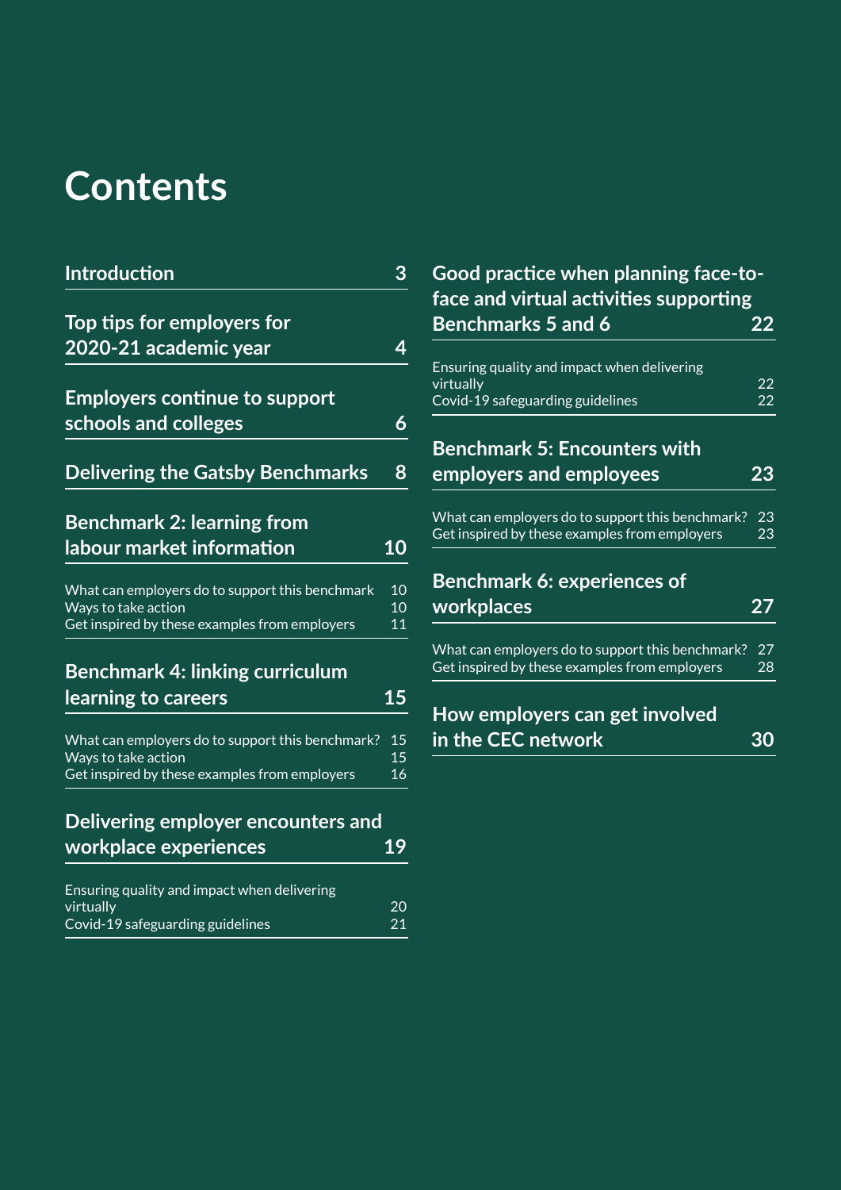# Contents

| Section | Page |
|---|---|
| **Introduction** | **3** |
| **Top tips for employers for 2020-21 academic year** | **4** |
| **Employers continue to support schools and colleges** | **6** |
| **Delivering the Gatsby Benchmarks** | **8** |
| **Benchmark 2: learning from labour market information** | **10** |
| What can employers do to support this benchmark | 10 |
| Ways to take action | 10 |
| Get inspired by these examples from employers | 11 |
| **Benchmark 4: linking curriculum learning to careers** | **15** |
| What can employers do to support this benchmark? | 15 |
| Ways to take action | 15 |
| Get inspired by these examples from employers | 16 |
| **Delivering employer encounters and workplace experiences** | **19** |
| Ensuring quality and impact when delivering virtually | 20 |
| Covid-19 safeguarding guidelines | 21 |
| **Good practice when planning face-to-face and virtual activities supporting Benchmarks 5 and 6** | **22** |
| Ensuring quality and impact when delivering virtually | 22 |
| Covid-19 safeguarding guidelines | 22 |
| **Benchmark 5: Encounters with employers and employees** | **23** |
| What can employers do to support this benchmark? | 23 |
| Get inspired by these examples from employers | 23 |
| **Benchmark 6: experiences of workplaces** | **27** |
| What can employers do to support this benchmark? | 27 |
| Get inspired by these examples from employers | 28 |
| **How employers can get involved in the CEC network** | **30** |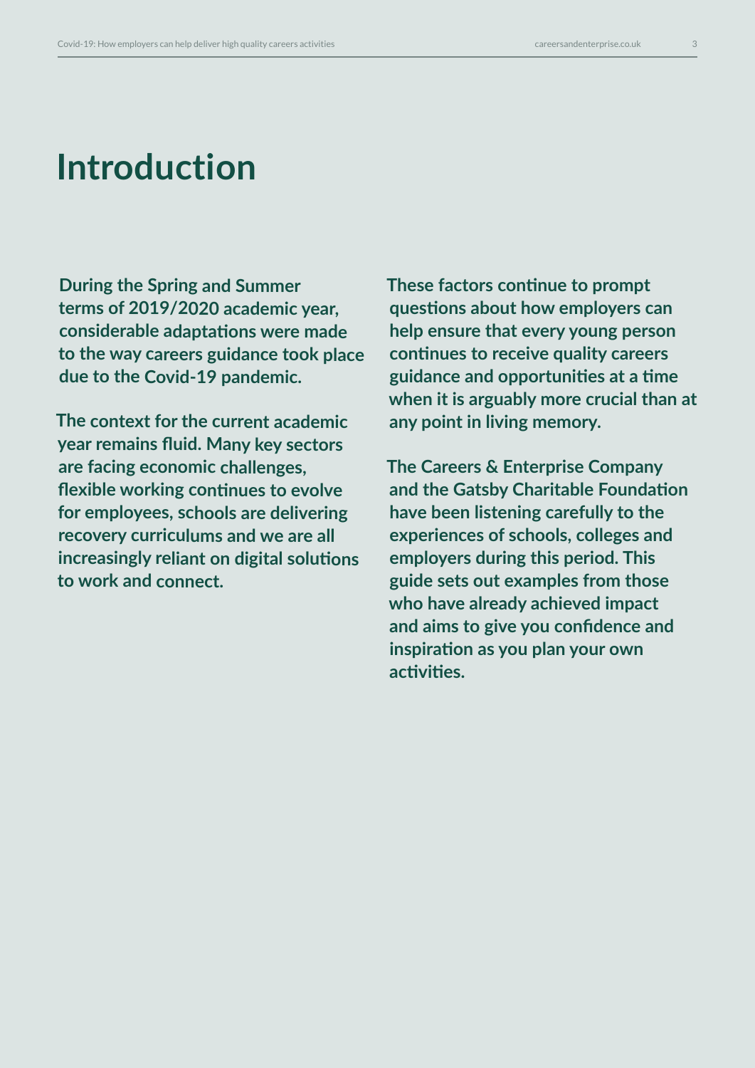# Introduction

During the Spring and Summer terms of 2019/2020 academic year, considerable adaptations were made to the way careers guidance took place due to the Covid-19 pandemic.

The context for the current academic year remains fluid. Many key sectors are facing economic challenges, flexible working continues to evolve for employees, schools are delivering recovery curriculums and we are all increasingly reliant on digital solutions to work and connect.

These factors continue to prompt questions about how employers can help ensure that every young person continues to receive quality careers guidance and opportunities at a time when it is arguably more crucial than at any point in living memory.

The Careers & Enterprise Company and the Gatsby Charitable Foundation have been listening carefully to the experiences of schools, colleges and employers during this period. This guide sets out examples from those who have already achieved impact and aims to give you confidence and inspiration as you plan your own activities.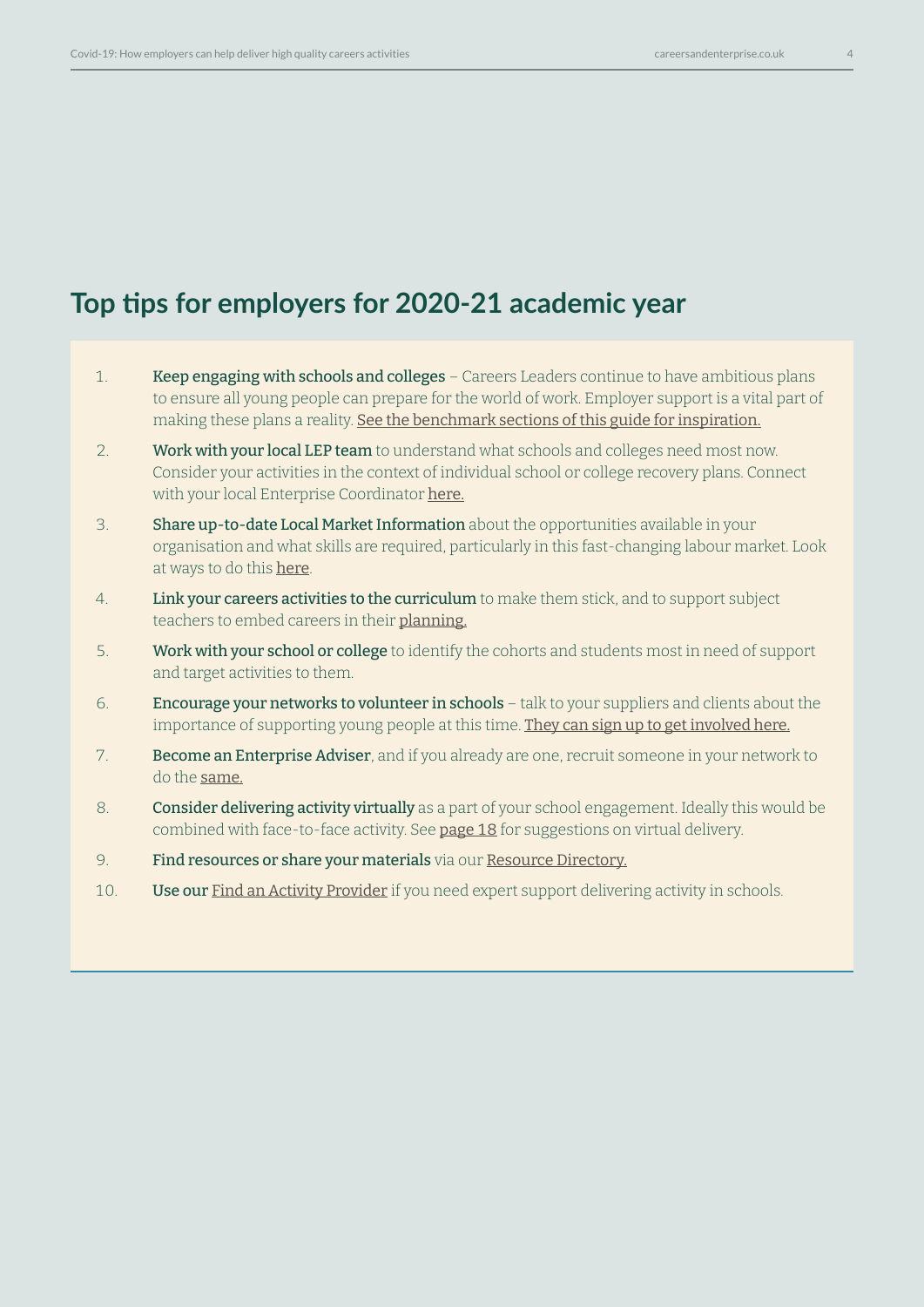## Top tips for employers for 2020-21 academic year

1. **Keep engaging with schools and colleges** – Careers Leaders continue to have ambitious plans to ensure all young people can prepare for the world of work. Employer support is a vital part of making these plans a reality. See the benchmark sections of this guide for inspiration.
2. **Work with your local LEP team** to understand what schools and colleges need most now. Consider your activities in the context of individual school or college recovery plans. Connect with your local Enterprise Coordinator here.
3. **Share up-to-date Local Market Information** about the opportunities available in your organisation and what skills are required, particularly in this fast-changing labour market. Look at ways to do this here.
4. **Link your careers activities to the curriculum** to make them stick, and to support subject teachers to embed careers in their planning.
5. **Work with your school or college** to identify the cohorts and students most in need of support and target activities to them.
6. **Encourage your networks to volunteer in schools** – talk to your suppliers and clients about the importance of supporting young people at this time. They can sign up to get involved here.
7. **Become an Enterprise Adviser**, and if you already are one, recruit someone in your network to do the same.
8. **Consider delivering activity virtually** as a part of your school engagement. Ideally this would be combined with face-to-face activity. See page 18 for suggestions on virtual delivery.
9. **Find resources or share your materials** via our Resource Directory.
10. **Use our** Find an Activity Provider if you need expert support delivering activity in schools.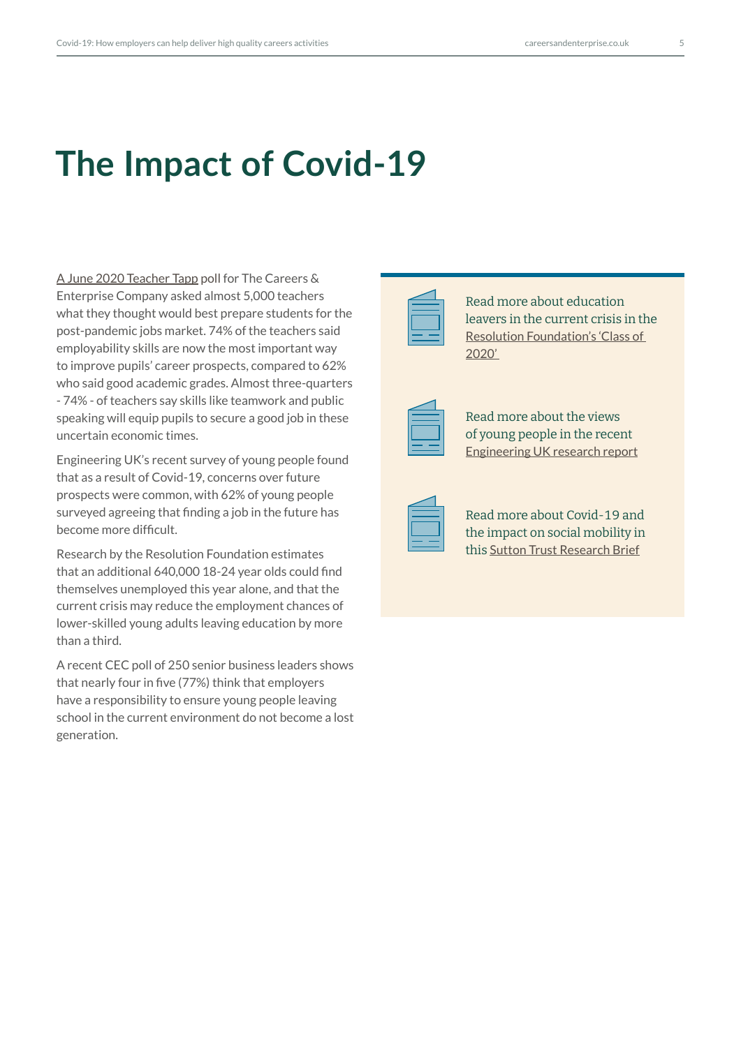# The Impact of Covid-19

A June 2020 Teacher Tapp poll for The Careers & Enterprise Company asked almost 5,000 teachers what they thought would best prepare students for the post-pandemic jobs market. 74% of the teachers said employability skills are now the most important way to improve pupils' career prospects, compared to 62% who said good academic grades. Almost three-quarters - 74% - of teachers say skills like teamwork and public speaking will equip pupils to secure a good job in these uncertain economic times.

Engineering UK's recent survey of young people found that as a result of Covid-19, concerns over future prospects were common, with 62% of young people surveyed agreeing that finding a job in the future has become more difficult.

Research by the Resolution Foundation estimates that an additional 640,000 18-24 year olds could find themselves unemployed this year alone, and that the current crisis may reduce the employment chances of lower-skilled young adults leaving education by more than a third.

A recent CEC poll of 250 senior business leaders shows that nearly four in five (77%) think that employers have a responsibility to ensure young people leaving school in the current environment do not become a lost generation.

Read more about education leavers in the current crisis in the Resolution Foundation's 'Class of 2020'

Read more about the views of young people in the recent Engineering UK research report

Read more about Covid-19 and the impact on social mobility in this Sutton Trust Research Brief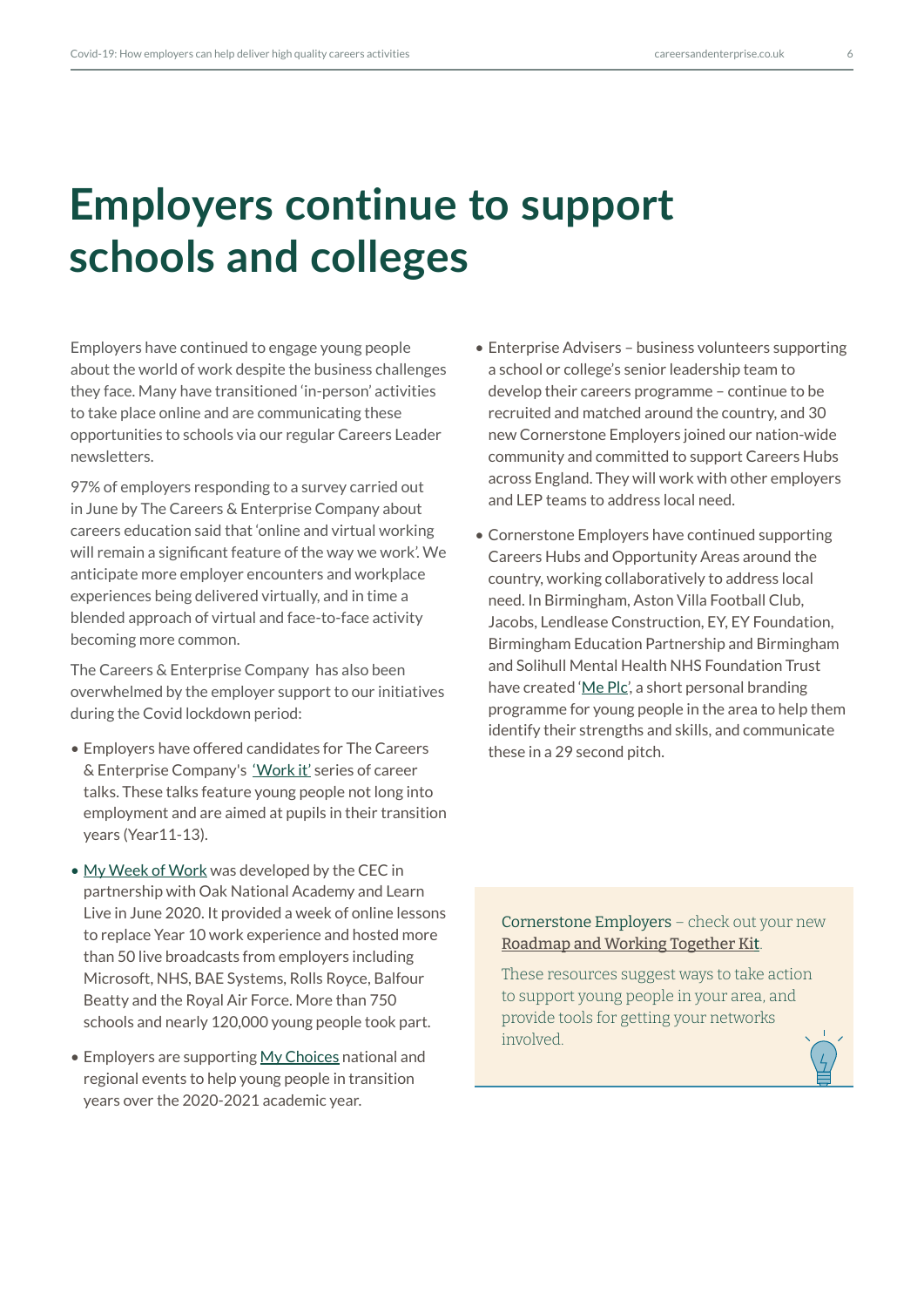# Employers continue to support schools and colleges

Employers have continued to engage young people about the world of work despite the business challenges they face. Many have transitioned 'in-person' activities to take place online and are communicating these opportunities to schools via our regular Careers Leader newsletters.

97% of employers responding to a survey carried out in June by The Careers & Enterprise Company about careers education said that 'online and virtual working will remain a significant feature of the way we work'. We anticipate more employer encounters and workplace experiences being delivered virtually, and in time a blended approach of virtual and face-to-face activity becoming more common.

The Careers & Enterprise Company has also been overwhelmed by the employer support to our initiatives during the Covid lockdown period:

- Employers have offered candidates for The Careers & Enterprise Company's 'Work it' series of career talks. These talks feature young people not long into employment and are aimed at pupils in their transition years (Year11-13).
- My Week of Work was developed by the CEC in partnership with Oak National Academy and Learn Live in June 2020. It provided a week of online lessons to replace Year 10 work experience and hosted more than 50 live broadcasts from employers including Microsoft, NHS, BAE Systems, Rolls Royce, Balfour Beatty and the Royal Air Force. More than 750 schools and nearly 120,000 young people took part.
- Employers are supporting My Choices national and regional events to help young people in transition years over the 2020-2021 academic year.
- Enterprise Advisers – business volunteers supporting a school or college's senior leadership team to develop their careers programme – continue to be recruited and matched around the country, and 30 new Cornerstone Employers joined our nation-wide community and committed to support Careers Hubs across England. They will work with other employers and LEP teams to address local need.
- Cornerstone Employers have continued supporting Careers Hubs and Opportunity Areas around the country, working collaboratively to address local need. In Birmingham, Aston Villa Football Club, Jacobs, Lendlease Construction, EY, EY Foundation, Birmingham Education Partnership and Birmingham and Solihull Mental Health NHS Foundation Trust have created 'Me Plc', a short personal branding programme for young people in the area to help them identify their strengths and skills, and communicate these in a 29 second pitch.

Cornerstone Employers – check out your new Roadmap and Working Together Kit.

These resources suggest ways to take action to support young people in your area, and provide tools for getting your networks involved.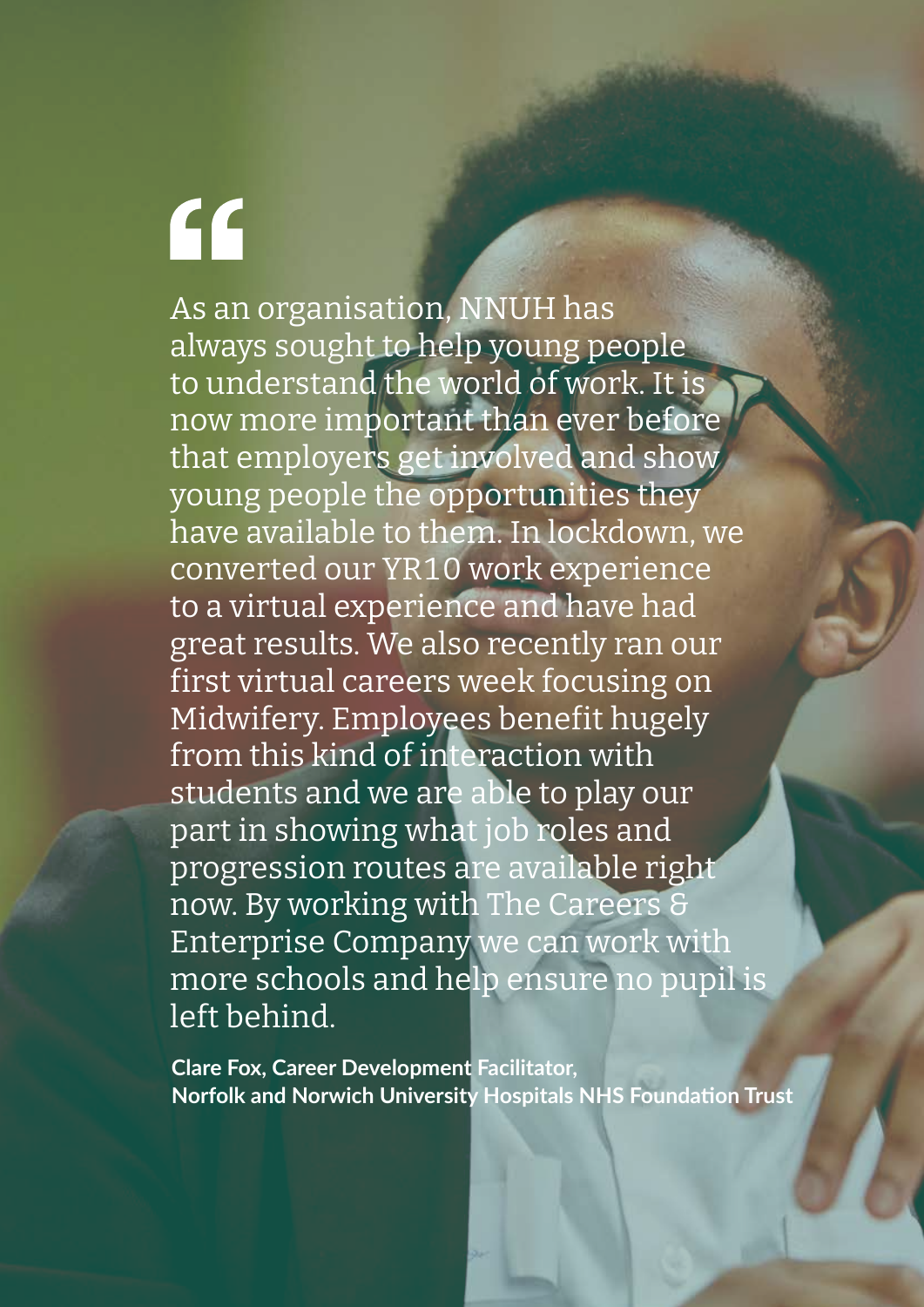"

As an organisation, NNUH has always sought to help young people to understand the world of work. It is now more important than ever before that employers get involved and show young people the opportunities they have available to them. In lockdown, we converted our YR10 work experience to a virtual experience and have had great results. We also recently ran our first virtual careers week focusing on Midwifery. Employees benefit hugely from this kind of interaction with students and we are able to play our part in showing what job roles and progression routes are available right now. By working with The Careers & Enterprise Company we can work with more schools and help ensure no pupil is left behind.

**Clare Fox, Career Development Facilitator,**
**Norfolk and Norwich University Hospitals NHS Foundation Trust**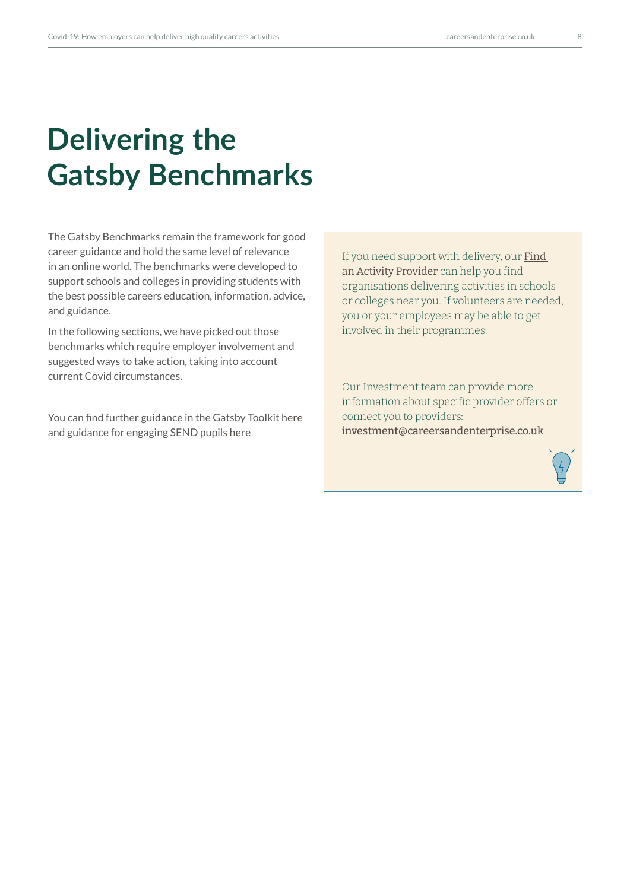# Delivering the Gatsby Benchmarks

The Gatsby Benchmarks remain the framework for good career guidance and hold the same level of relevance in an online world. The benchmarks were developed to support schools and colleges in providing students with the best possible careers education, information, advice, and guidance.

In the following sections, we have picked out those benchmarks which require employer involvement and suggested ways to take action, taking into account current Covid circumstances.

You can find further guidance in the Gatsby Toolkit here and guidance for engaging SEND pupils here

If you need support with delivery, our Find an Activity Provider can help you find organisations delivering activities in schools or colleges near you. If volunteers are needed, you or your employees may be able to get involved in their programmes:

Our Investment team can provide more information about specific provider offers or connect you to providers: investment@careersandenterprise.co.uk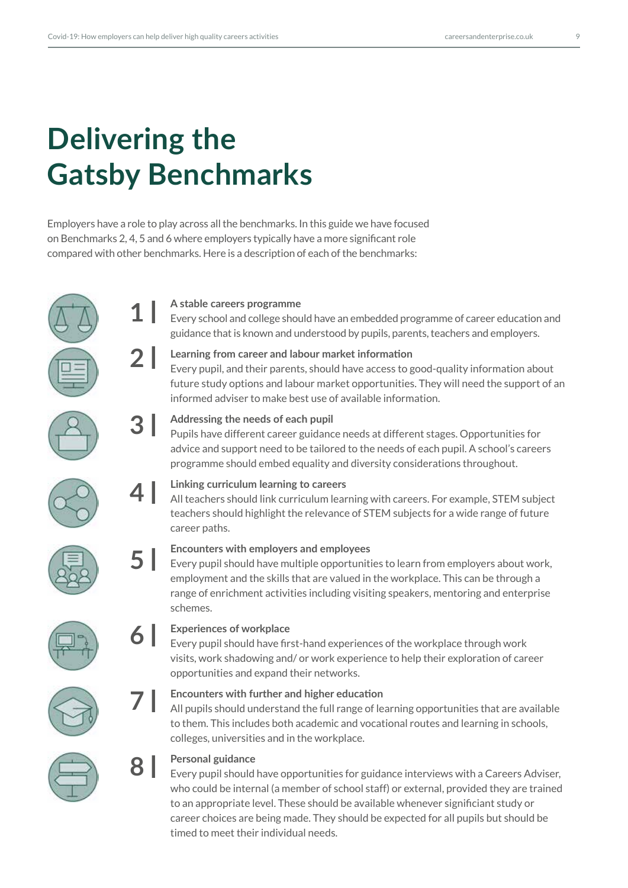# Delivering the Gatsby Benchmarks

Employers have a role to play across all the benchmarks. In this guide we have focused on Benchmarks 2, 4, 5 and 6 where employers typically have a more significant role compared with other benchmarks. Here is a description of each of the benchmarks:

**1 | A stable careers programme**
Every school and college should have an embedded programme of career education and guidance that is known and understood by pupils, parents, teachers and employers.

**2 | Learning from career and labour market information**
Every pupil, and their parents, should have access to good-quality information about future study options and labour market opportunities. They will need the support of an informed adviser to make best use of available information.

**3 | Addressing the needs of each pupil**
Pupils have different career guidance needs at different stages. Opportunities for advice and support need to be tailored to the needs of each pupil. A school's careers programme should embed equality and diversity considerations throughout.

**4 | Linking curriculum learning to careers**
All teachers should link curriculum learning with careers. For example, STEM subject teachers should highlight the relevance of STEM subjects for a wide range of future career paths.

**5 | Encounters with employers and employees**
Every pupil should have multiple opportunities to learn from employers about work, employment and the skills that are valued in the workplace. This can be through a range of enrichment activities including visiting speakers, mentoring and enterprise schemes.

**6 | Experiences of workplace**
Every pupil should have first-hand experiences of the workplace through work visits, work shadowing and/ or work experience to help their exploration of career opportunities and expand their networks.

**7 | Encounters with further and higher education**
All pupils should understand the full range of learning opportunities that are available to them. This includes both academic and vocational routes and learning in schools, colleges, universities and in the workplace.

**8 | Personal guidance**
Every pupil should have opportunities for guidance interviews with a Careers Adviser, who could be internal (a member of school staff) or external, provided they are trained to an appropriate level. These should be available whenever significiant study or career choices are being made. They should be expected for all pupils but should be timed to meet their individual needs.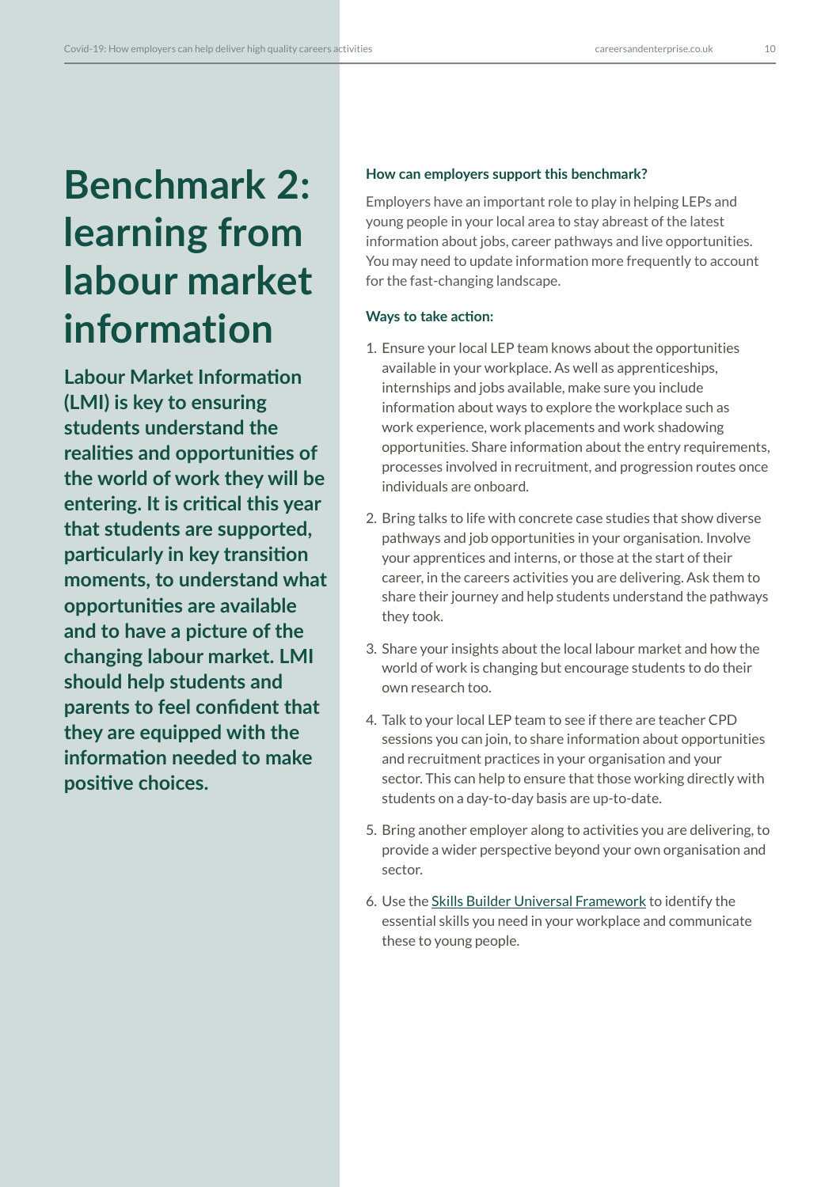# Benchmark 2: learning from labour market information

**Labour Market Information (LMI) is key to ensuring students understand the realities and opportunities of the world of work they will be entering. It is critical this year that students are supported, particularly in key transition moments, to understand what opportunities are available and to have a picture of the changing labour market. LMI should help students and parents to feel confident that they are equipped with the information needed to make positive choices.**

### How can employers support this benchmark?

Employers have an important role to play in helping LEPs and young people in your local area to stay abreast of the latest information about jobs, career pathways and live opportunities. You may need to update information more frequently to account for the fast-changing landscape.

### Ways to take action:

1. Ensure your local LEP team knows about the opportunities available in your workplace. As well as apprenticeships, internships and jobs available, make sure you include information about ways to explore the workplace such as work experience, work placements and work shadowing opportunities. Share information about the entry requirements, processes involved in recruitment, and progression routes once individuals are onboard.
2. Bring talks to life with concrete case studies that show diverse pathways and job opportunities in your organisation. Involve your apprentices and interns, or those at the start of their career, in the careers activities you are delivering. Ask them to share their journey and help students understand the pathways they took.
3. Share your insights about the local labour market and how the world of work is changing but encourage students to do their own research too.
4. Talk to your local LEP team to see if there are teacher CPD sessions you can join, to share information about opportunities and recruitment practices in your organisation and your sector. This can help to ensure that those working directly with students on a day-to-day basis are up-to-date.
5. Bring another employer along to activities you are delivering, to provide a wider perspective beyond your own organisation and sector.
6. Use the Skills Builder Universal Framework to identify the essential skills you need in your workplace and communicate these to young people.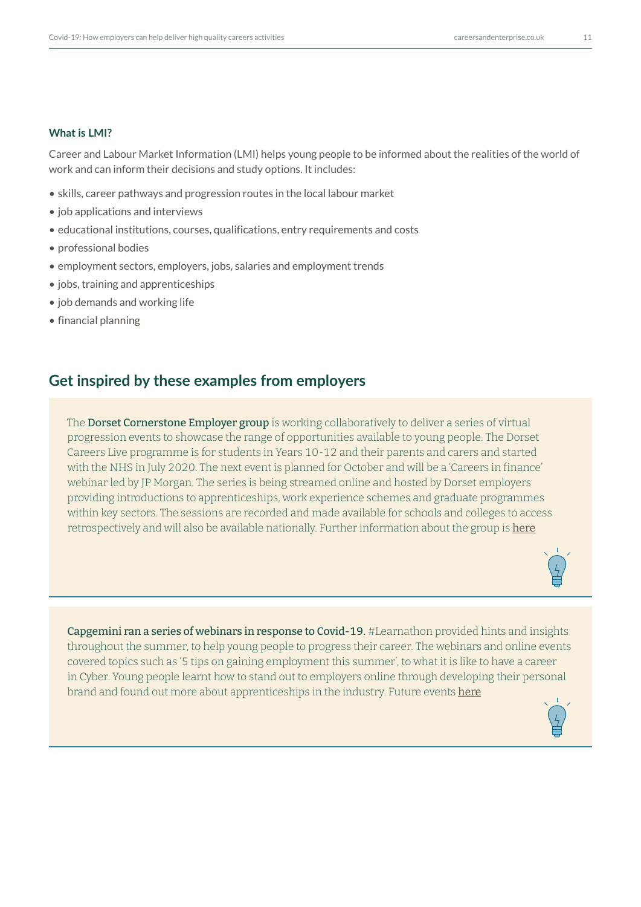### What is LMI?

Career and Labour Market Information (LMI) helps young people to be informed about the realities of the world of work and can inform their decisions and study options. It includes:

- skills, career pathways and progression routes in the local labour market
- job applications and interviews
- educational institutions, courses, qualifications, entry requirements and costs
- professional bodies
- employment sectors, employers, jobs, salaries and employment trends
- jobs, training and apprenticeships
- job demands and working life
- financial planning

## Get inspired by these examples from employers

The **Dorset Cornerstone Employer group** is working collaboratively to deliver a series of virtual progression events to showcase the range of opportunities available to young people. The Dorset Careers Live programme is for students in Years 10-12 and their parents and carers and started with the NHS in July 2020. The next event is planned for October and will be a 'Careers in finance' webinar led by JP Morgan. The series is being streamed online and hosted by Dorset employers providing introductions to apprenticeships, work experience schemes and graduate programmes within key sectors. The sessions are recorded and made available for schools and colleges to access retrospectively and will also be available nationally. Further information about the group is here

**Capgemini ran a series of webinars in response to Covid-19.** #Learnathon provided hints and insights throughout the summer, to help young people to progress their career. The webinars and online events covered topics such as '5 tips on gaining employment this summer', to what it is like to have a career in Cyber. Young people learnt how to stand out to employers online through developing their personal brand and found out more about apprenticeships in the industry. Future events here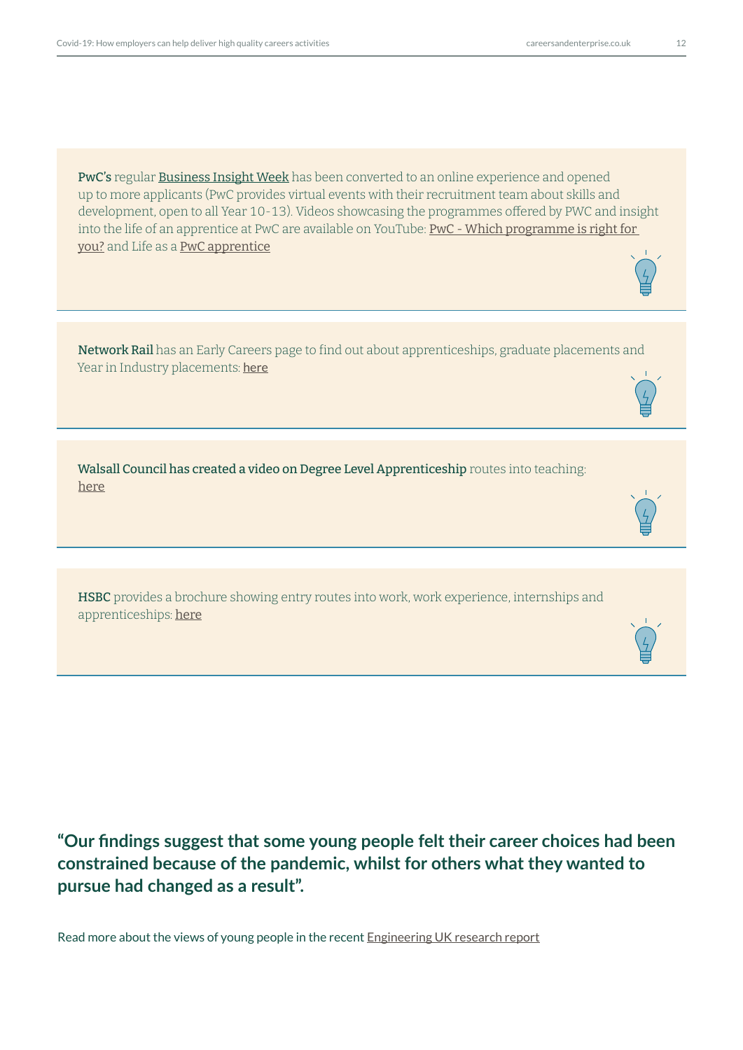**PwC's** regular Business Insight Week has been converted to an online experience and opened up to more applicants (PwC provides virtual events with their recruitment team about skills and development, open to all Year 10-13). Videos showcasing the programmes offered by PWC and insight into the life of an apprentice at PwC are available on YouTube: PwC - Which programme is right for you? and Life as a PwC apprentice

---

**Network Rail** has an Early Careers page to find out about apprenticeships, graduate placements and Year in Industry placements: here

---

**Walsall Council has created a video on Degree Level Apprenticeship** routes into teaching: here

---

**HSBC** provides a brochure showing entry routes into work, work experience, internships and apprenticeships: here

---

**"Our findings suggest that some young people felt their career choices had been constrained because of the pandemic, whilst for others what they wanted to pursue had changed as a result".**

Read more about the views of young people in the recent Engineering UK research report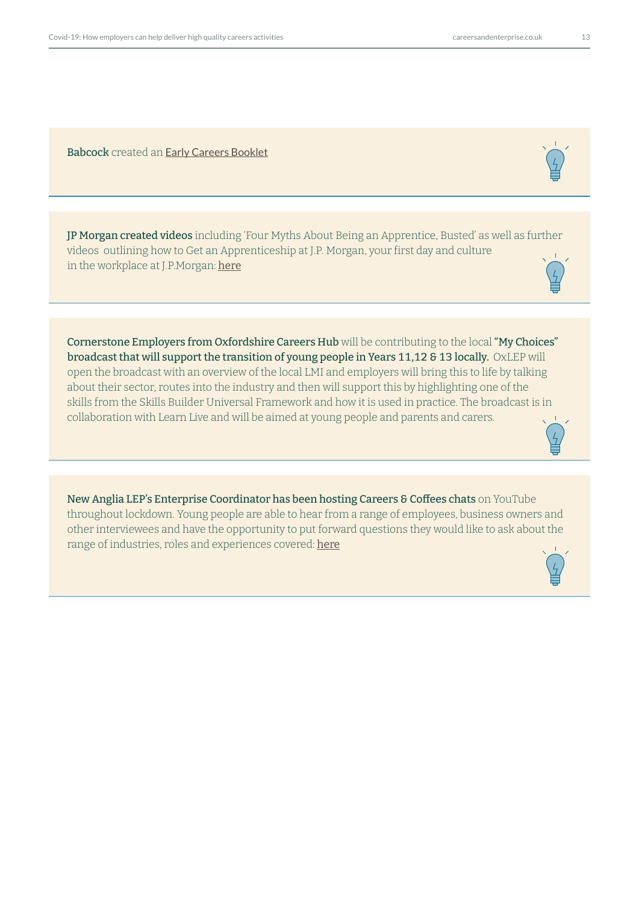**Babcock** created an Early Careers Booklet

**JP Morgan created videos** including 'Four Myths About Being an Apprentice, Busted' as well as further videos outlining how to Get an Apprenticeship at J.P. Morgan, your first day and culture in the workplace at J.P.Morgan: here

**Cornerstone Employers from Oxfordshire Careers Hub** will be contributing to the local **"My Choices" broadcast that will support the transition of young people in Years 11,12 & 13 locally.** OxLEP will open the broadcast with an overview of the local LMI and employers will bring this to life by talking about their sector, routes into the industry and then will support this by highlighting one of the skills from the Skills Builder Universal Framework and how it is used in practice. The broadcast is in collaboration with Learn Live and will be aimed at young people and parents and carers.

**New Anglia LEP's Enterprise Coordinator has been hosting Careers & Coffees chats** on YouTube throughout lockdown. Young people are able to hear from a range of employees, business owners and other interviewees and have the opportunity to put forward questions they would like to ask about the range of industries, roles and experiences covered: here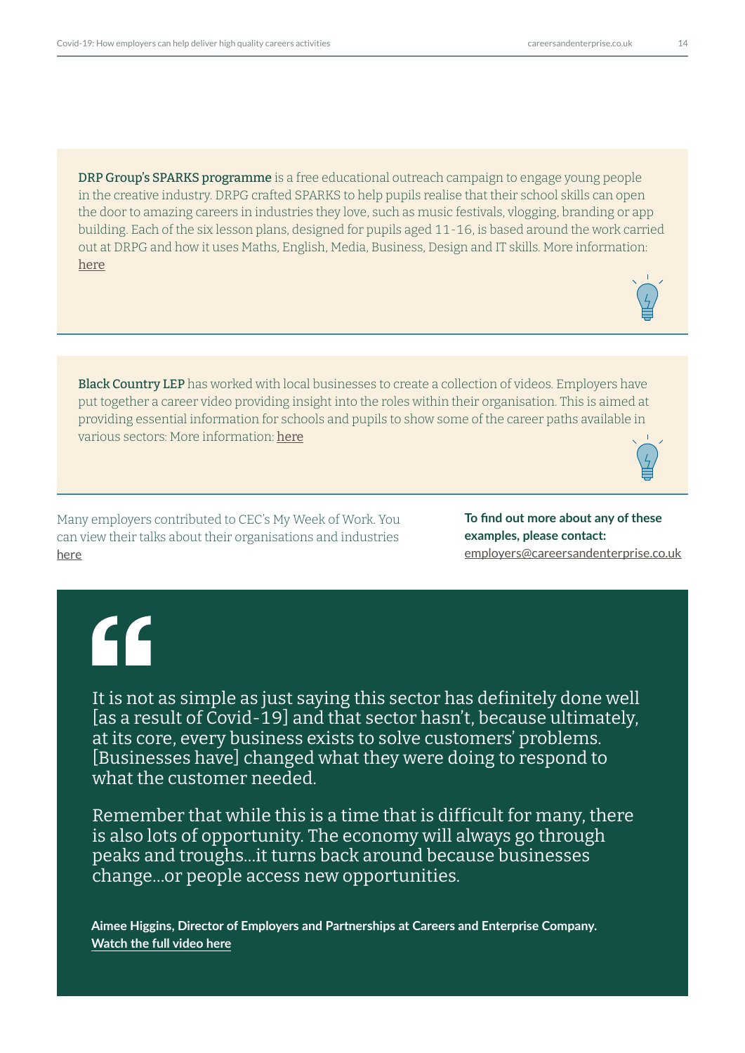**DRP Group's SPARKS programme** is a free educational outreach campaign to engage young people in the creative industry. DRPG crafted SPARKS to help pupils realise that their school skills can open the door to amazing careers in industries they love, such as music festivals, vlogging, branding or app building. Each of the six lesson plans, designed for pupils aged 11-16, is based around the work carried out at DRPG and how it uses Maths, English, Media, Business, Design and IT skills. More information: here

**Black Country LEP** has worked with local businesses to create a collection of videos. Employers have put together a career video providing insight into the roles within their organisation. This is aimed at providing essential information for schools and pupils to show some of the career paths available in various sectors: More information: here

Many employers contributed to CEC's My Week of Work. You can view their talks about their organisations and industries here

**To find out more about any of these examples, please contact:**
employers@careersandenterprise.co.uk

> It is not as simple as just saying this sector has definitely done well [as a result of Covid-19] and that sector hasn't, because ultimately, at its core, every business exists to solve customers' problems. [Businesses have] changed what they were doing to respond to what the customer needed.
>
> Remember that while this is a time that is difficult for many, there is also lots of opportunity. The economy will always go through peaks and troughs…it turns back around because businesses change…or people access new opportunities.

**Aimee Higgins, Director of Employers and Partnerships at Careers and Enterprise Company.**
**Watch the full video here**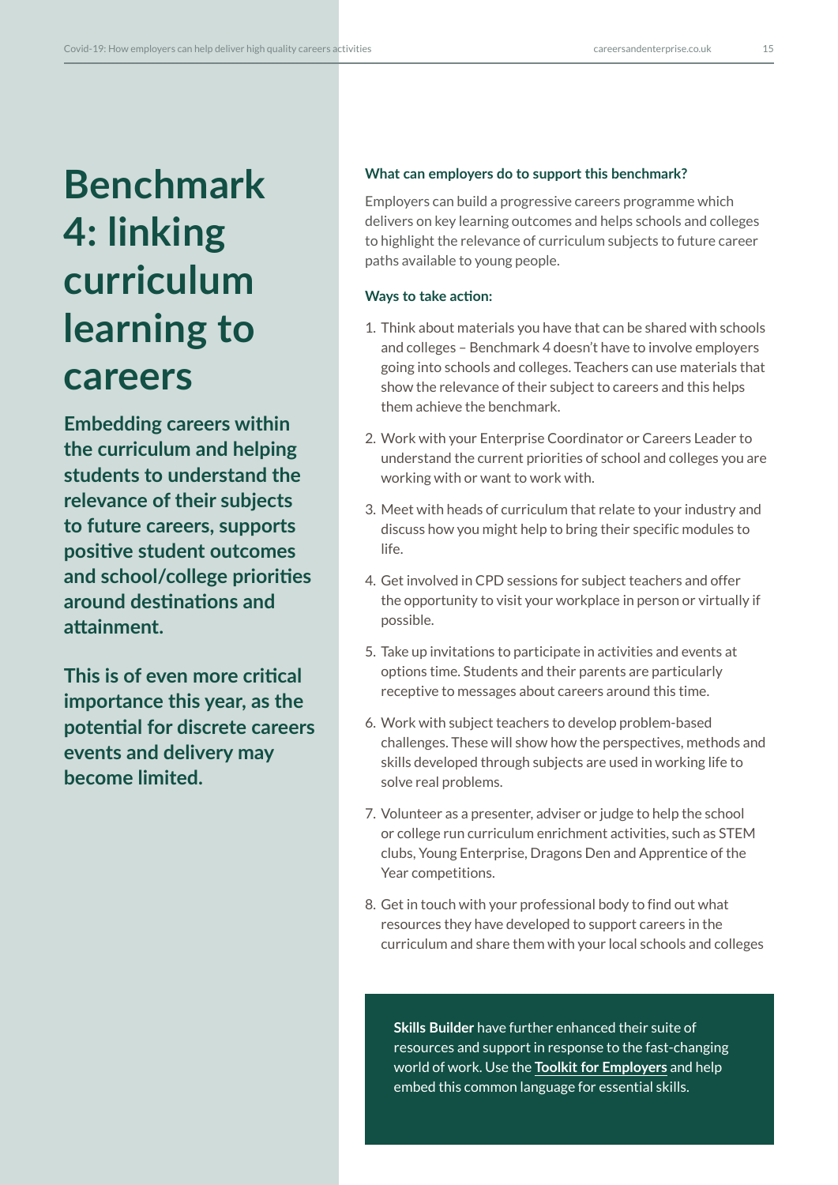# Benchmark 4: linking curriculum learning to careers

**Embedding careers within the curriculum and helping students to understand the relevance of their subjects to future careers, supports positive student outcomes and school/college priorities around destinations and attainment.**

**This is of even more critical importance this year, as the potential for discrete careers events and delivery may become limited.**

### What can employers do to support this benchmark?

Employers can build a progressive careers programme which delivers on key learning outcomes and helps schools and colleges to highlight the relevance of curriculum subjects to future career paths available to young people.

### Ways to take action:

1. Think about materials you have that can be shared with schools and colleges – Benchmark 4 doesn't have to involve employers going into schools and colleges. Teachers can use materials that show the relevance of their subject to careers and this helps them achieve the benchmark.
2. Work with your Enterprise Coordinator or Careers Leader to understand the current priorities of school and colleges you are working with or want to work with.
3. Meet with heads of curriculum that relate to your industry and discuss how you might help to bring their specific modules to life.
4. Get involved in CPD sessions for subject teachers and offer the opportunity to visit your workplace in person or virtually if possible.
5. Take up invitations to participate in activities and events at options time. Students and their parents are particularly receptive to messages about careers around this time.
6. Work with subject teachers to develop problem-based challenges. These will show how the perspectives, methods and skills developed through subjects are used in working life to solve real problems.
7. Volunteer as a presenter, adviser or judge to help the school or college run curriculum enrichment activities, such as STEM clubs, Young Enterprise, Dragons Den and Apprentice of the Year competitions.
8. Get in touch with your professional body to find out what resources they have developed to support careers in the curriculum and share them with your local schools and colleges

**Skills Builder** have further enhanced their suite of resources and support in response to the fast-changing world of work. Use the **Toolkit for Employers** and help embed this common language for essential skills.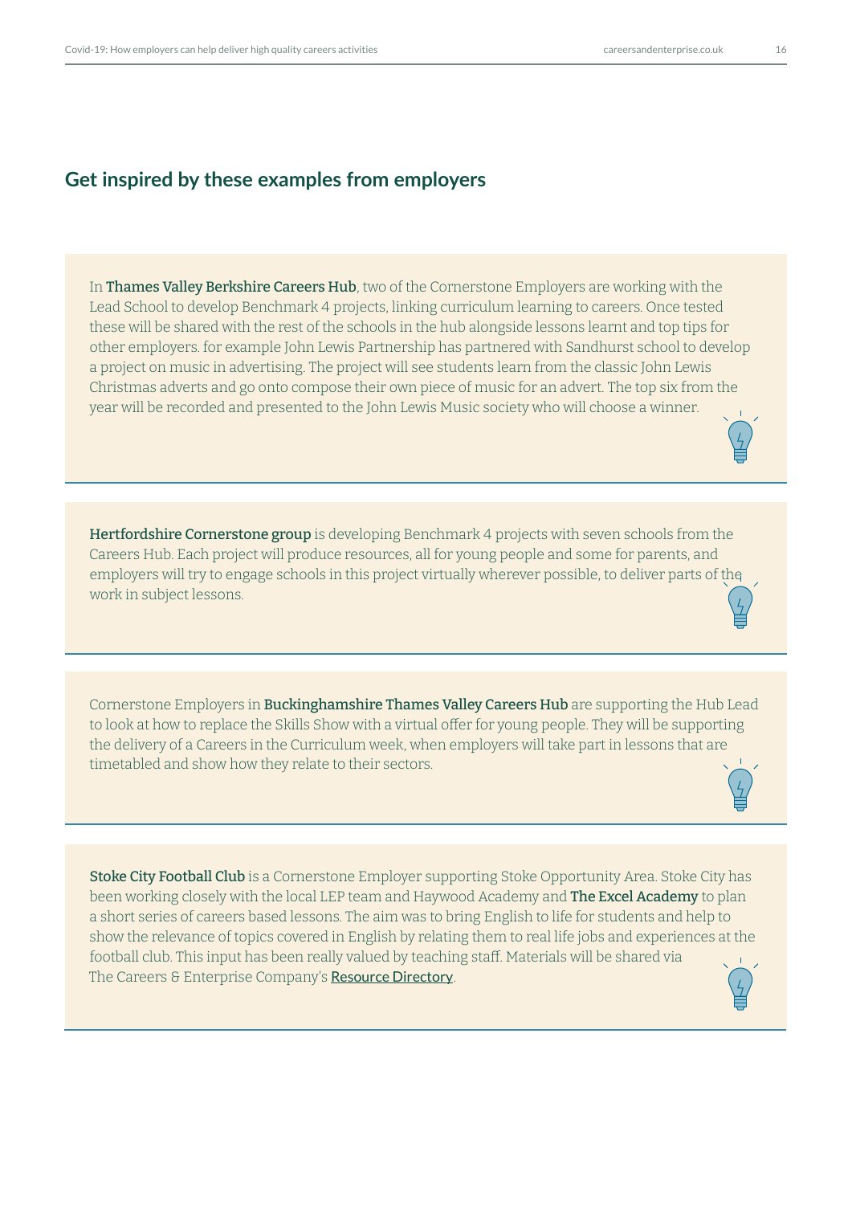## Get inspired by these examples from employers

In **Thames Valley Berkshire Careers Hub**, two of the Cornerstone Employers are working with the Lead School to develop Benchmark 4 projects, linking curriculum learning to careers. Once tested these will be shared with the rest of the schools in the hub alongside lessons learnt and top tips for other employers. for example John Lewis Partnership has partnered with Sandhurst school to develop a project on music in advertising. The project will see students learn from the classic John Lewis Christmas adverts and go onto compose their own piece of music for an advert. The top six from the year will be recorded and presented to the John Lewis Music society who will choose a winner.

**Hertfordshire Cornerstone group** is developing Benchmark 4 projects with seven schools from the Careers Hub. Each project will produce resources, all for young people and some for parents, and employers will try to engage schools in this project virtually wherever possible, to deliver parts of the work in subject lessons.

Cornerstone Employers in **Buckinghamshire Thames Valley Careers Hub** are supporting the Hub Lead to look at how to replace the Skills Show with a virtual offer for young people. They will be supporting the delivery of a Careers in the Curriculum week, when employers will take part in lessons that are timetabled and show how they relate to their sectors.

**Stoke City Football Club** is a Cornerstone Employer supporting Stoke Opportunity Area. Stoke City has been working closely with the local LEP team and Haywood Academy and **The Excel Academy** to plan a short series of careers based lessons. The aim was to bring English to life for students and help to show the relevance of topics covered in English by relating them to real life jobs and experiences at the football club. This input has been really valued by teaching staff. Materials will be shared via The Careers & Enterprise Company's Resource Directory.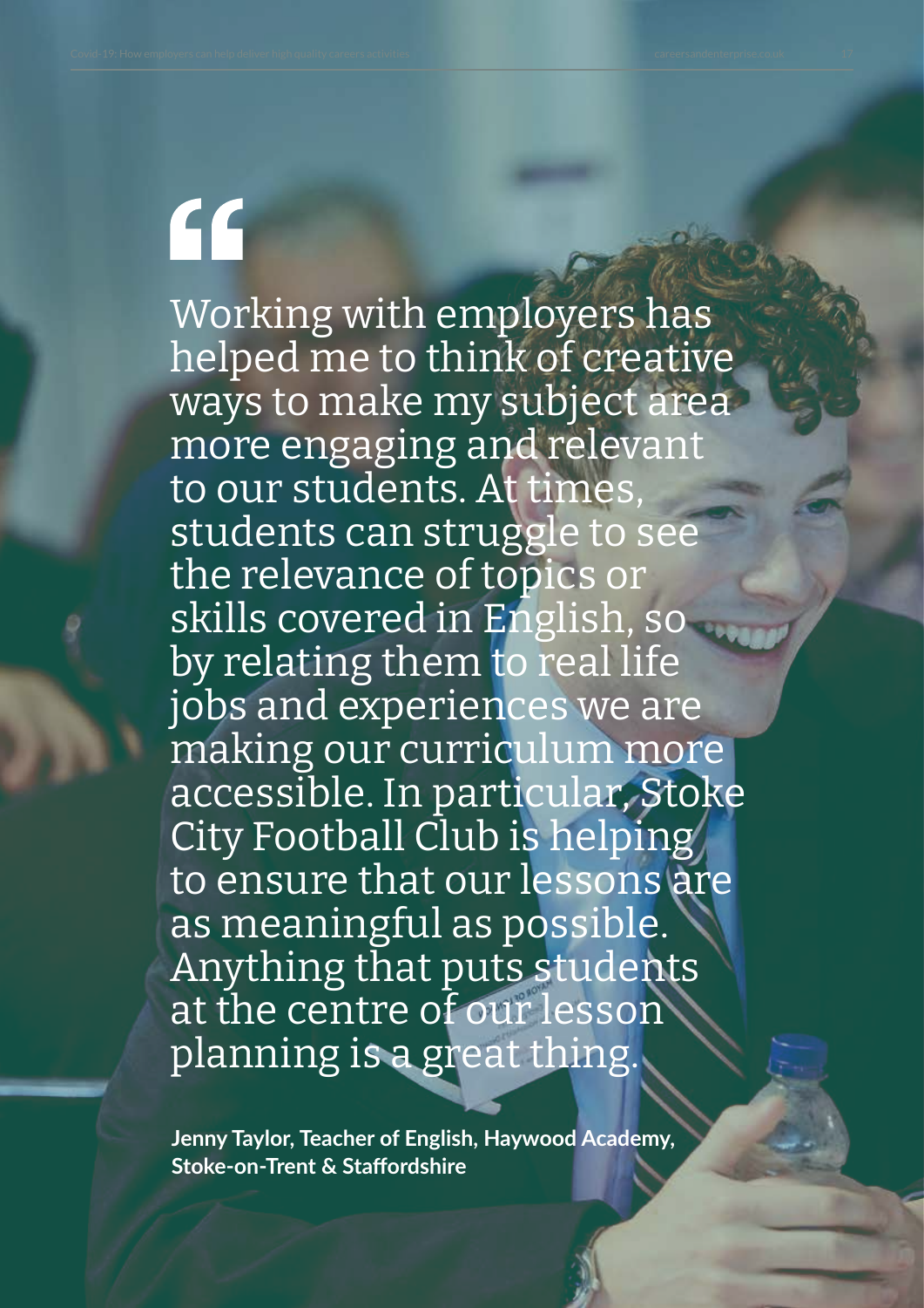> Working with employers has helped me to think of creative ways to make my subject area more engaging and relevant to our students. At times, students can struggle to see the relevance of topics or skills covered in English, so by relating them to real life jobs and experiences we are making our curriculum more accessible. In particular, Stoke City Football Club is helping to ensure that our lessons are as meaningful as possible. Anything that puts students at the centre of our lesson planning is a great thing.

**Jenny Taylor, Teacher of English, Haywood Academy, Stoke-on-Trent & Staffordshire**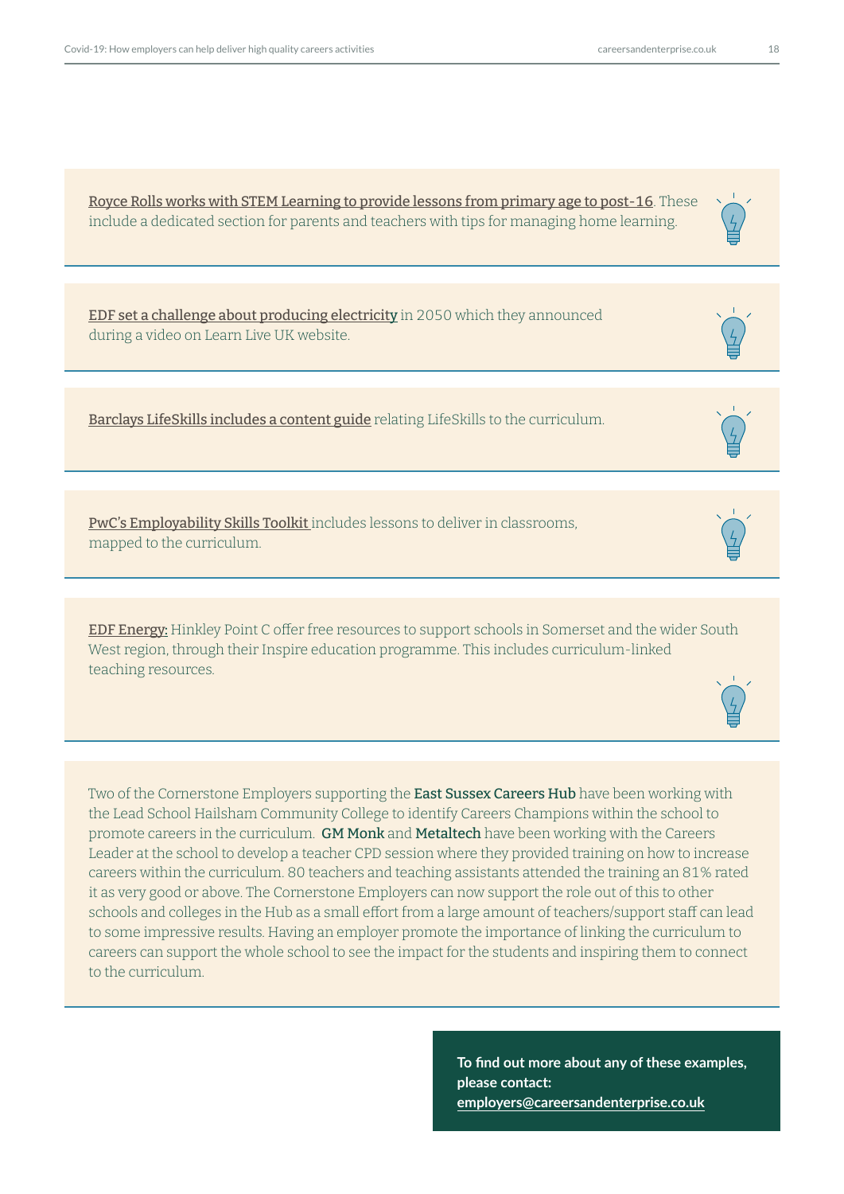Royce Rolls works with STEM Learning to provide lessons from primary age to post-16. These include a dedicated section for parents and teachers with tips for managing home learning.

EDF set a challenge about producing electricity in 2050 which they announced during a video on Learn Live UK website.

Barclays LifeSkills includes a content guide relating LifeSkills to the curriculum.

PwC's Employability Skills Toolkit includes lessons to deliver in classrooms, mapped to the curriculum.

EDF Energy: Hinkley Point C offer free resources to support schools in Somerset and the wider South West region, through their Inspire education programme. This includes curriculum-linked teaching resources.

Two of the Cornerstone Employers supporting the **East Sussex Careers Hub** have been working with the Lead School Hailsham Community College to identify Careers Champions within the school to promote careers in the curriculum. **GM Monk** and **Metaltech** have been working with the Careers Leader at the school to develop a teacher CPD session where they provided training on how to increase careers within the curriculum. 80 teachers and teaching assistants attended the training an 81% rated it as very good or above. The Cornerstone Employers can now support the role out of this to other schools and colleges in the Hub as a small effort from a large amount of teachers/support staff can lead to some impressive results. Having an employer promote the importance of linking the curriculum to careers can support the whole school to see the impact for the students and inspiring them to connect to the curriculum.

**To find out more about any of these examples, please contact: employers@careersandenterprise.co.uk**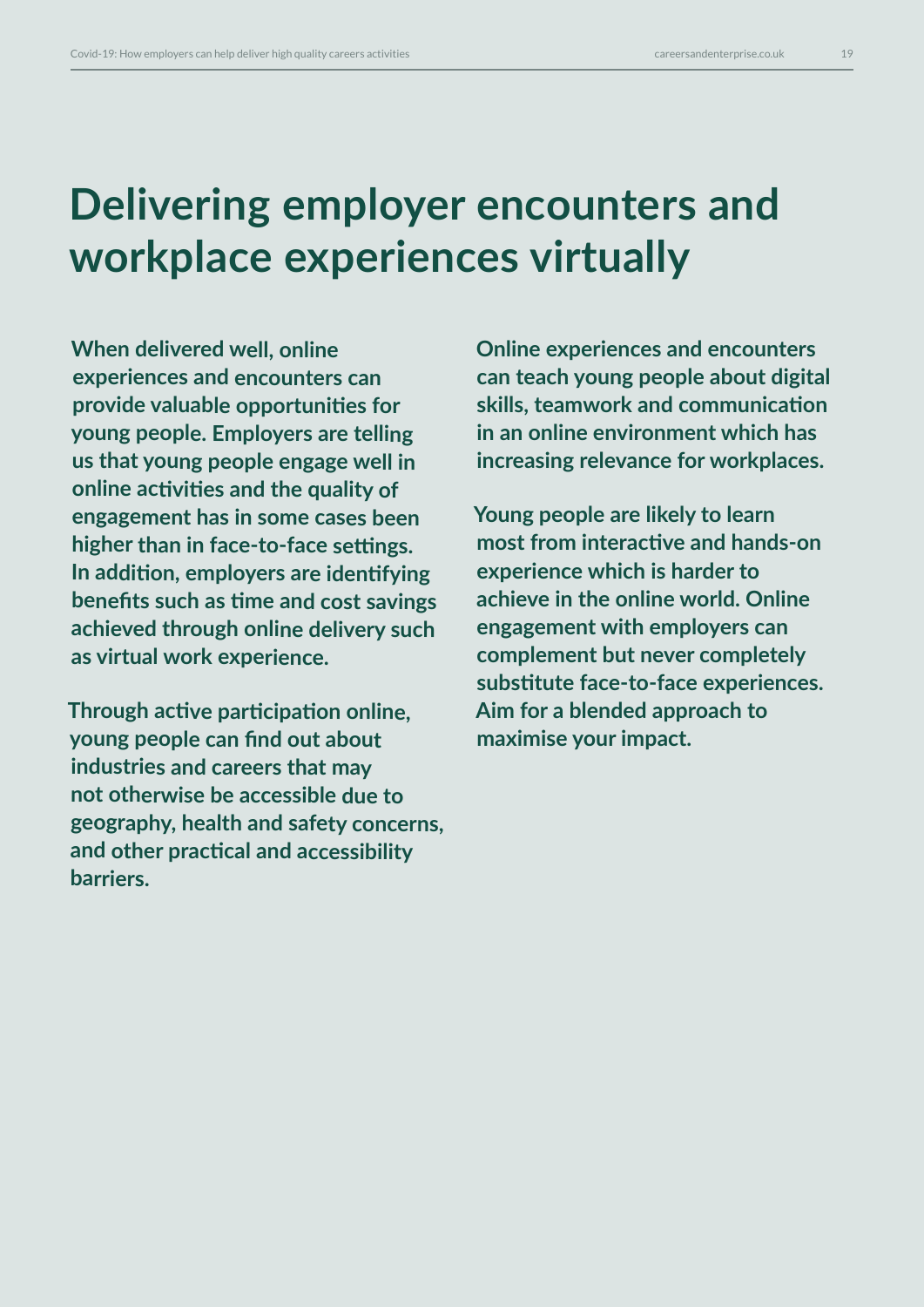# Delivering employer encounters and workplace experiences virtually

**When delivered well, online experiences and encounters can provide valuable opportunities for young people. Employers are telling us that young people engage well in online activities and the quality of engagement has in some cases been higher than in face-to-face settings. In addition, employers are identifying benefits such as time and cost savings achieved through online delivery such as virtual work experience.**

**Through active participation online, young people can find out about industries and careers that may not otherwise be accessible due to geography, health and safety concerns, and other practical and accessibility barriers.**

**Online experiences and encounters can teach young people about digital skills, teamwork and communication in an online environment which has increasing relevance for workplaces.**

**Young people are likely to learn most from interactive and hands-on experience which is harder to achieve in the online world. Online engagement with employers can complement but never completely substitute face-to-face experiences. Aim for a blended approach to maximise your impact.**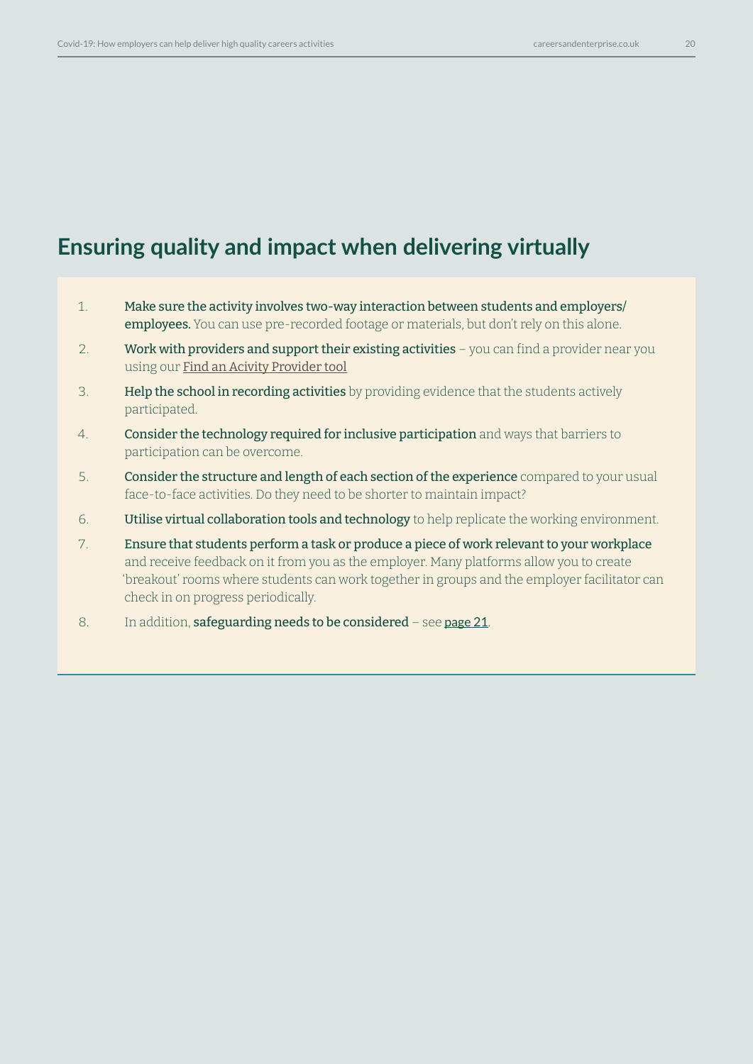## Ensuring quality and impact when delivering virtually

1. **Make sure the activity involves two-way interaction between students and employers/ employees.** You can use pre-recorded footage or materials, but don't rely on this alone.
2. **Work with providers and support their existing activities** – you can find a provider near you using our Find an Acivity Provider tool
3. **Help the school in recording activities** by providing evidence that the students actively participated.
4. **Consider the technology required for inclusive participation** and ways that barriers to participation can be overcome.
5. **Consider the structure and length of each section of the experience** compared to your usual face-to-face activities. Do they need to be shorter to maintain impact?
6. **Utilise virtual collaboration tools and technology** to help replicate the working environment.
7. **Ensure that students perform a task or produce a piece of work relevant to your workplace** and receive feedback on it from you as the employer. Many platforms allow you to create 'breakout' rooms where students can work together in groups and the employer facilitator can check in on progress periodically.
8. In addition, **safeguarding needs to be considered** – see page 21.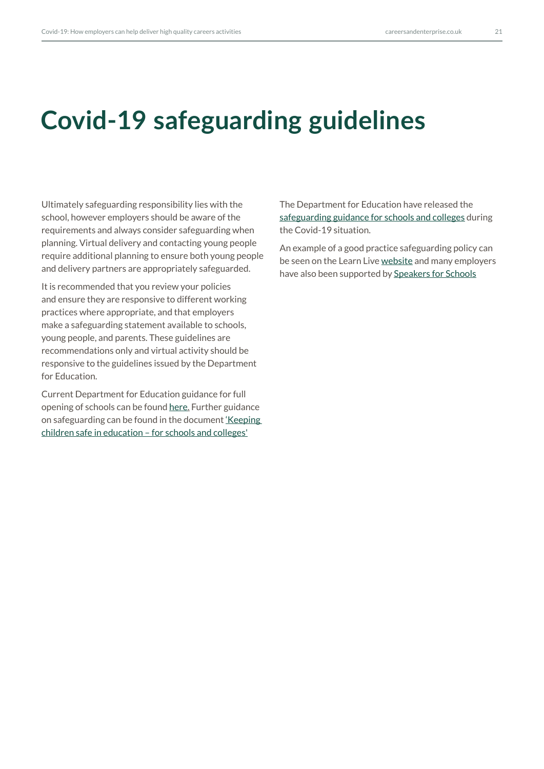# Covid-19 safeguarding guidelines

Ultimately safeguarding responsibility lies with the school, however employers should be aware of the requirements and always consider safeguarding when planning. Virtual delivery and contacting young people require additional planning to ensure both young people and delivery partners are appropriately safeguarded.

It is recommended that you review your policies and ensure they are responsive to different working practices where appropriate, and that employers make a safeguarding statement available to schools, young people, and parents. These guidelines are recommendations only and virtual activity should be responsive to the guidelines issued by the Department for Education.

Current Department for Education guidance for full opening of schools can be found here. Further guidance on safeguarding can be found in the document 'Keeping children safe in education – for schools and colleges'

The Department for Education have released the safeguarding guidance for schools and colleges during the Covid-19 situation.

An example of a good practice safeguarding policy can be seen on the Learn Live website and many employers have also been supported by Speakers for Schools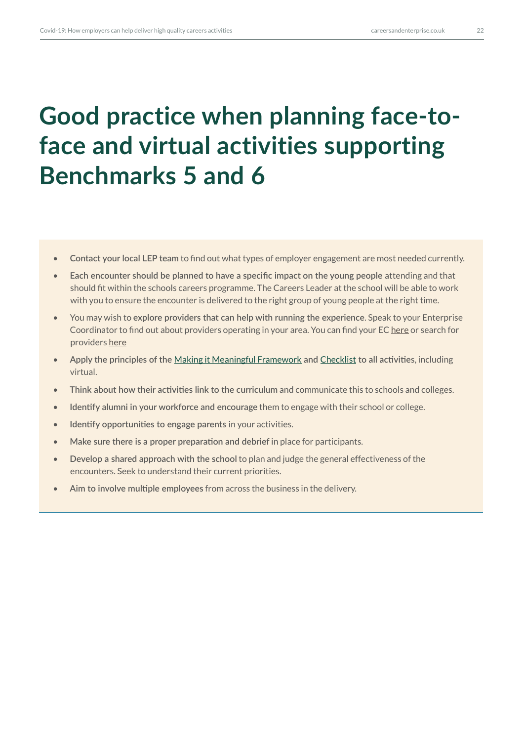# Good practice when planning face-to-face and virtual activities supporting Benchmarks 5 and 6

- **Contact your local LEP team** to find out what types of employer engagement are most needed currently.
- **Each encounter should be planned to have a specific impact on the young people** attending and that should fit within the schools careers programme. The Careers Leader at the school will be able to work with you to ensure the encounter is delivered to the right group of young people at the right time.
- You may wish to **explore providers that can help with running the experience**. Speak to your Enterprise Coordinator to find out about providers operating in your area. You can find your EC here or search for providers here
- **Apply the principles of the** Making it Meaningful Framework **and** Checklist **to all activitie**s, including virtual.
- **Think about how their activities link to the curriculum** and communicate this to schools and colleges.
- **Identify alumni in your workforce and encourage** them to engage with their school or college.
- **Identify opportunities to engage parents** in your activities.
- **Make sure there is a proper preparation and debrief** in place for participants.
- **Develop a shared approach with the school** to plan and judge the general effectiveness of the encounters. Seek to understand their current priorities.
- **Aim to involve multiple employees** from across the business in the delivery.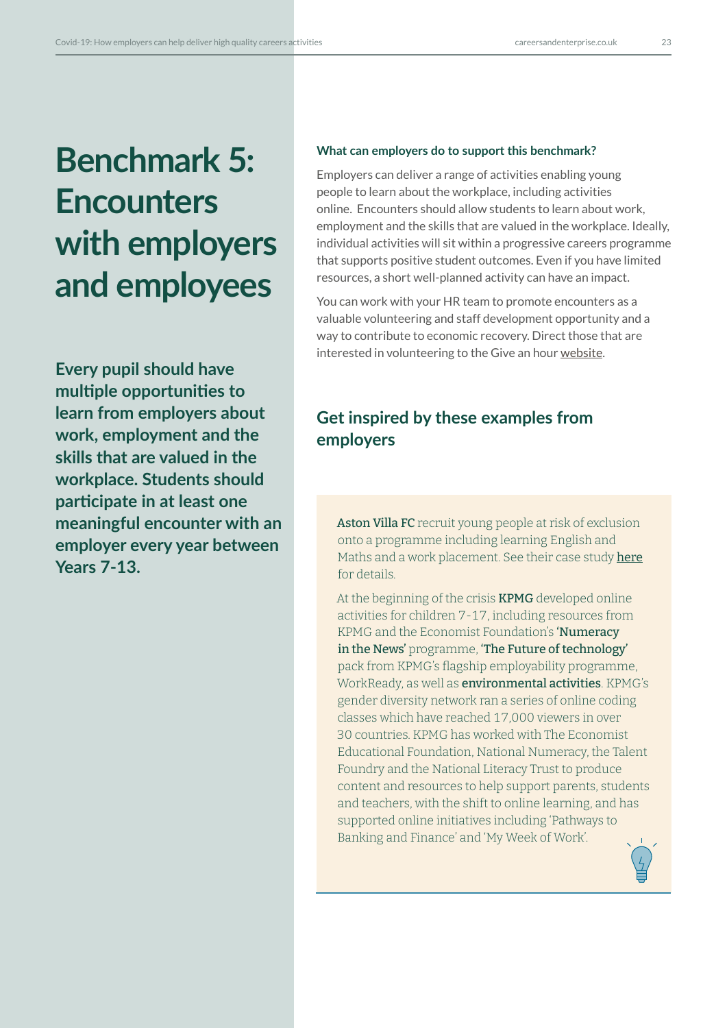# Benchmark 5: Encounters with employers and employees

**Every pupil should have multiple opportunities to learn from employers about work, employment and the skills that are valued in the workplace. Students should participate in at least one meaningful encounter with an employer every year between Years 7-13.**

**What can employers do to support this benchmark?**

Employers can deliver a range of activities enabling young people to learn about the workplace, including activities online. Encounters should allow students to learn about work, employment and the skills that are valued in the workplace. Ideally, individual activities will sit within a progressive careers programme that supports positive student outcomes. Even if you have limited resources, a short well-planned activity can have an impact.

You can work with your HR team to promote encounters as a valuable volunteering and staff development opportunity and a way to contribute to economic recovery. Direct those that are interested in volunteering to the Give an hour website.

## Get inspired by these examples from employers

**Aston Villa FC** recruit young people at risk of exclusion onto a programme including learning English and Maths and a work placement. See their case study here for details.

At the beginning of the crisis **KPMG** developed online activities for children 7-17, including resources from KPMG and the Economist Foundation's **'Numeracy in the News'** programme, **'The Future of technology'** pack from KPMG's flagship employability programme, WorkReady, as well as **environmental activities**. KPMG's gender diversity network ran a series of online coding classes which have reached 17,000 viewers in over 30 countries. KPMG has worked with The Economist Educational Foundation, National Numeracy, the Talent Foundry and the National Literacy Trust to produce content and resources to help support parents, students and teachers, with the shift to online learning, and has supported online initiatives including 'Pathways to Banking and Finance' and 'My Week of Work'.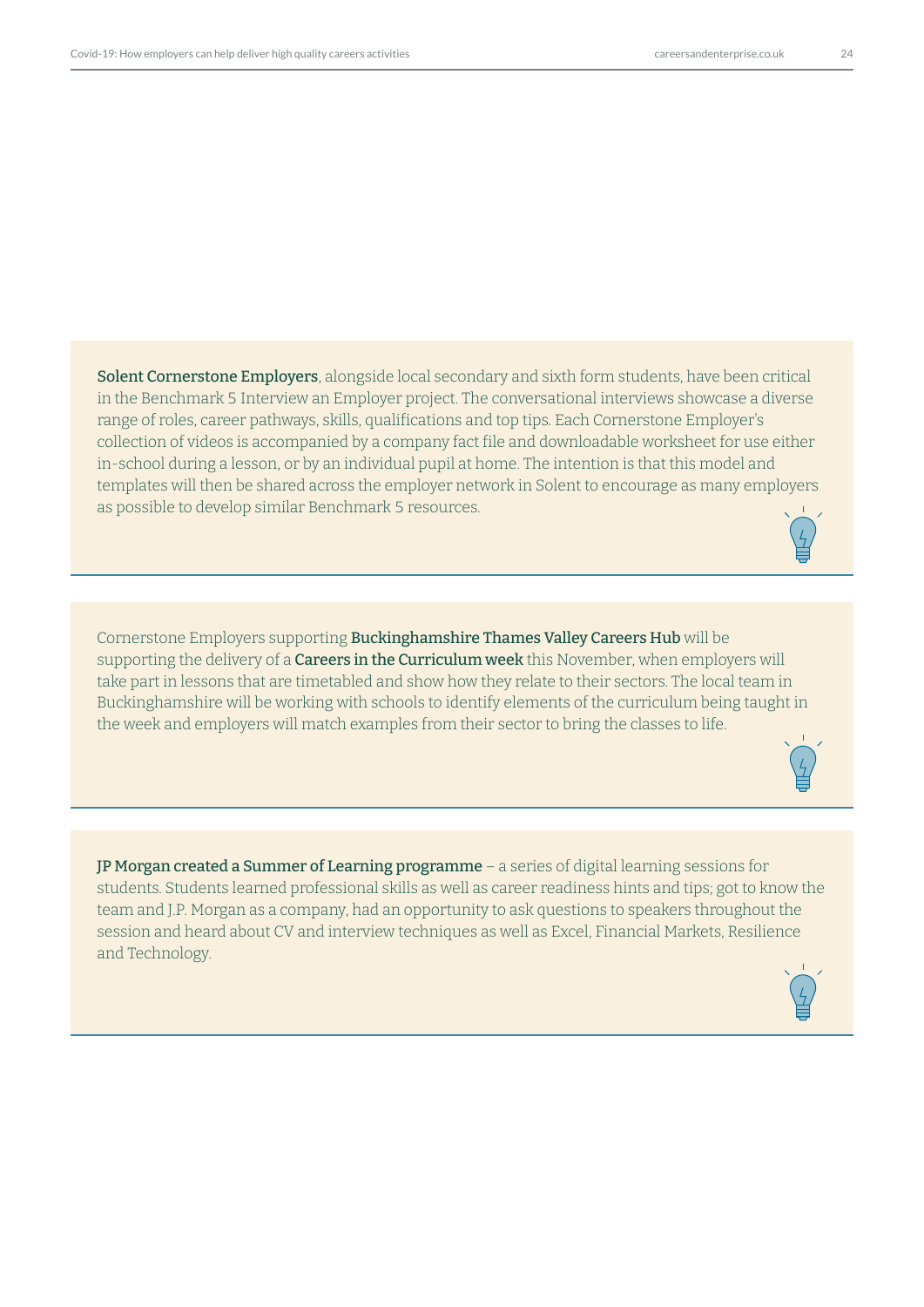**Solent Cornerstone Employers**, alongside local secondary and sixth form students, have been critical in the Benchmark 5 Interview an Employer project. The conversational interviews showcase a diverse range of roles, career pathways, skills, qualifications and top tips. Each Cornerstone Employer's collection of videos is accompanied by a company fact file and downloadable worksheet for use either in-school during a lesson, or by an individual pupil at home. The intention is that this model and templates will then be shared across the employer network in Solent to encourage as many employers as possible to develop similar Benchmark 5 resources.

Cornerstone Employers supporting **Buckinghamshire Thames Valley Careers Hub** will be supporting the delivery of a **Careers in the Curriculum week** this November, when employers will take part in lessons that are timetabled and show how they relate to their sectors. The local team in Buckinghamshire will be working with schools to identify elements of the curriculum being taught in the week and employers will match examples from their sector to bring the classes to life.

**JP Morgan created a Summer of Learning programme** – a series of digital learning sessions for students. Students learned professional skills as well as career readiness hints and tips; got to know the team and J.P. Morgan as a company, had an opportunity to ask questions to speakers throughout the session and heard about CV and interview techniques as well as Excel, Financial Markets, Resilience and Technology.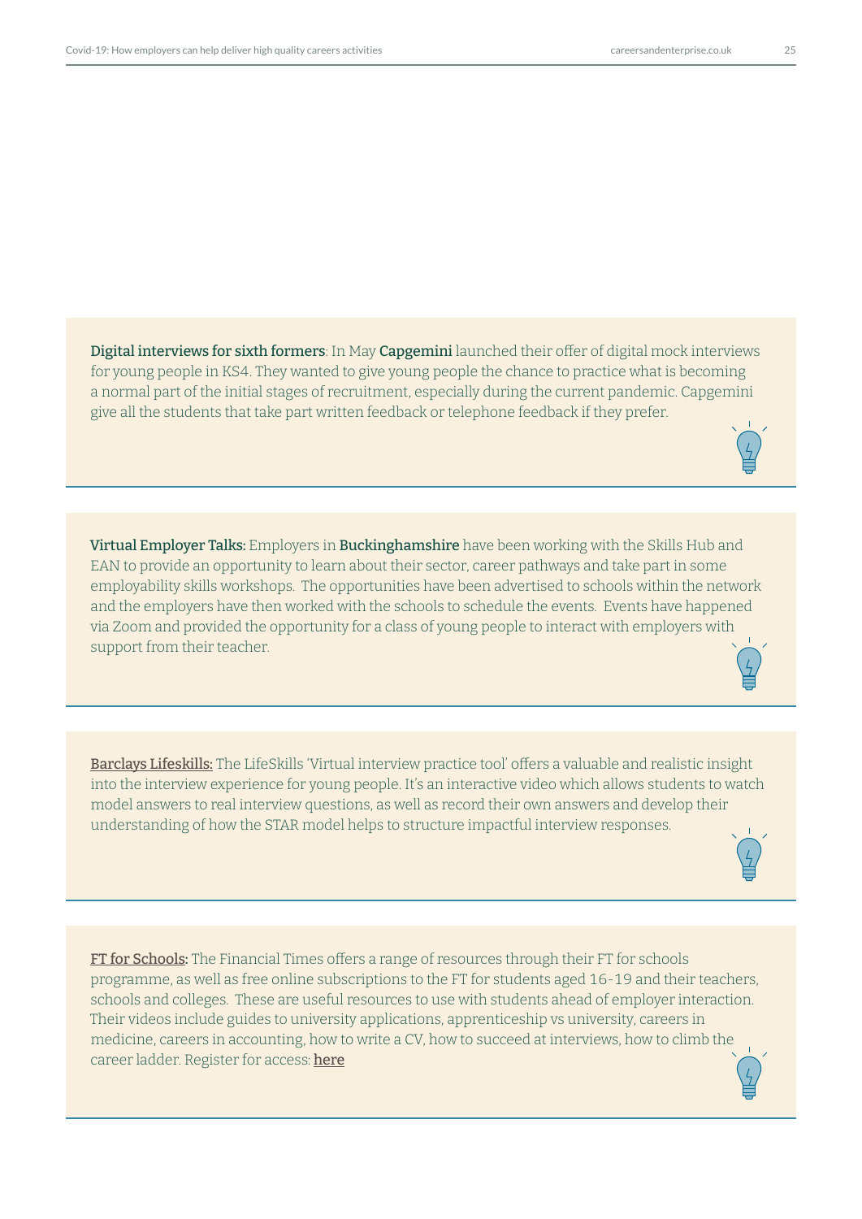**Digital interviews for sixth formers**: In May **Capgemini** launched their offer of digital mock interviews for young people in KS4. They wanted to give young people the chance to practice what is becoming a normal part of the initial stages of recruitment, especially during the current pandemic. Capgemini give all the students that take part written feedback or telephone feedback if they prefer.

---

**Virtual Employer Talks:** Employers in **Buckinghamshire** have been working with the Skills Hub and EAN to provide an opportunity to learn about their sector, career pathways and take part in some employability skills workshops. The opportunities have been advertised to schools within the network and the employers have then worked with the schools to schedule the events. Events have happened via Zoom and provided the opportunity for a class of young people to interact with employers with support from their teacher.

---

Barclays Lifeskills: The LifeSkills 'Virtual interview practice tool' offers a valuable and realistic insight into the interview experience for young people. It's an interactive video which allows students to watch model answers to real interview questions, as well as record their own answers and develop their understanding of how the STAR model helps to structure impactful interview responses.

---

**FT for Schools:** The Financial Times offers a range of resources through their FT for schools programme, as well as free online subscriptions to the FT for students aged 16-19 and their teachers, schools and colleges. These are useful resources to use with students ahead of employer interaction. Their videos include guides to university applications, apprenticeship vs university, careers in medicine, careers in accounting, how to write a CV, how to succeed at interviews, how to climb the career ladder. Register for access: **here**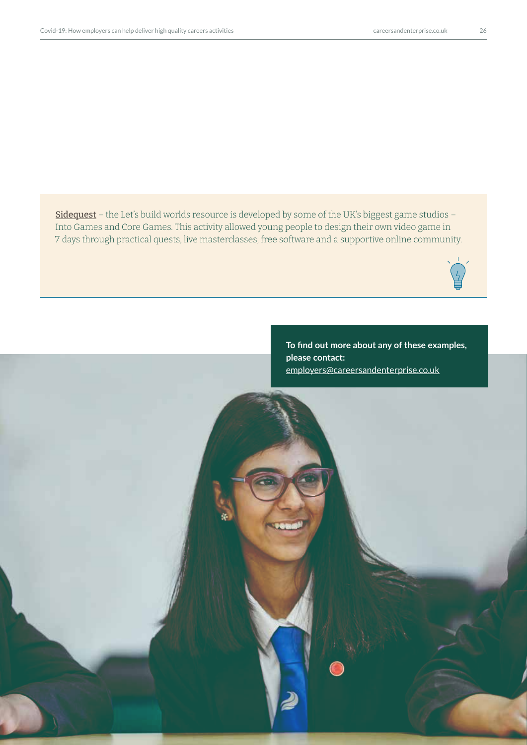**Sidequest** – the Let's build worlds resource is developed by some of the UK's biggest game studios – Into Games and Core Games. This activity allowed young people to design their own video game in 7 days through practical quests, live masterclasses, free software and a supportive online community.

**To find out more about any of these examples, please contact:**
employers@careersandenterprise.co.uk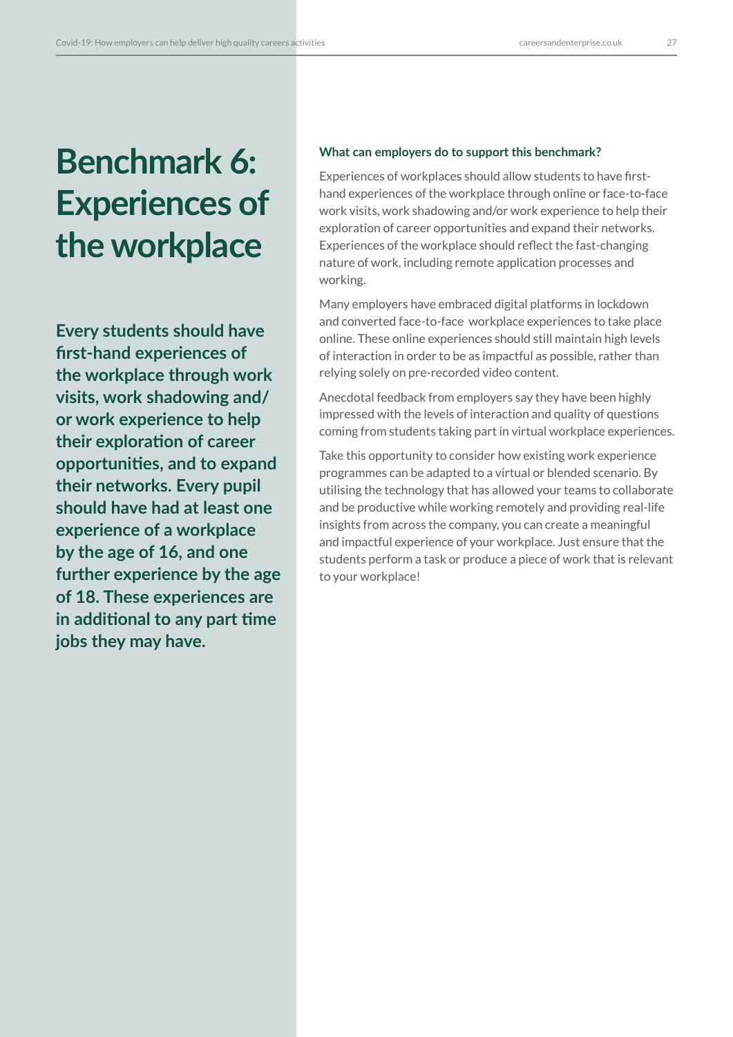# Benchmark 6: Experiences of the workplace

**Every students should have first-hand experiences of the workplace through work visits, work shadowing and/or work experience to help their exploration of career opportunities, and to expand their networks. Every pupil should have had at least one experience of a workplace by the age of 16, and one further experience by the age of 18. These experiences are in additional to any part time jobs they may have.**

### What can employers do to support this benchmark?

Experiences of workplaces should allow students to have first-hand experiences of the workplace through online or face-to-face work visits, work shadowing and/or work experience to help their exploration of career opportunities and expand their networks. Experiences of the workplace should reflect the fast-changing nature of work, including remote application processes and working.

Many employers have embraced digital platforms in lockdown and converted face-to-face workplace experiences to take place online. These online experiences should still maintain high levels of interaction in order to be as impactful as possible, rather than relying solely on pre-recorded video content.

Anecdotal feedback from employers say they have been highly impressed with the levels of interaction and quality of questions coming from students taking part in virtual workplace experiences.

Take this opportunity to consider how existing work experience programmes can be adapted to a virtual or blended scenario. By utilising the technology that has allowed your teams to collaborate and be productive while working remotely and providing real-life insights from across the company, you can create a meaningful and impactful experience of your workplace. Just ensure that the students perform a task or produce a piece of work that is relevant to your workplace!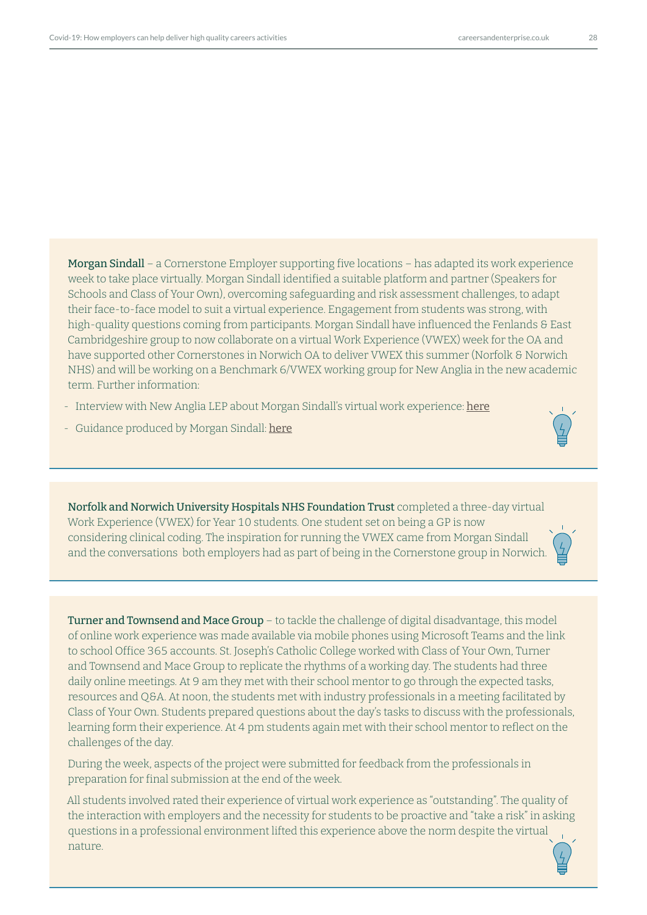**Morgan Sindall** – a Cornerstone Employer supporting five locations – has adapted its work experience week to take place virtually. Morgan Sindall identified a suitable platform and partner (Speakers for Schools and Class of Your Own), overcoming safeguarding and risk assessment challenges, to adapt their face-to-face model to suit a virtual experience. Engagement from students was strong, with high-quality questions coming from participants. Morgan Sindall have influenced the Fenlands & East Cambridgeshire group to now collaborate on a virtual Work Experience (VWEX) week for the OA and have supported other Cornerstones in Norwich OA to deliver VWEX this summer (Norfolk & Norwich NHS) and will be working on a Benchmark 6/VWEX working group for New Anglia in the new academic term. Further information:

- Interview with New Anglia LEP about Morgan Sindall's virtual work experience: here
- Guidance produced by Morgan Sindall: here

**Norfolk and Norwich University Hospitals NHS Foundation Trust** completed a three-day virtual Work Experience (VWEX) for Year 10 students. One student set on being a GP is now considering clinical coding. The inspiration for running the VWEX came from Morgan Sindall and the conversations both employers had as part of being in the Cornerstone group in Norwich.

**Turner and Townsend and Mace Group** – to tackle the challenge of digital disadvantage, this model of online work experience was made available via mobile phones using Microsoft Teams and the link to school Office 365 accounts. St. Joseph's Catholic College worked with Class of Your Own, Turner and Townsend and Mace Group to replicate the rhythms of a working day. The students had three daily online meetings. At 9 am they met with their school mentor to go through the expected tasks, resources and Q&A. At noon, the students met with industry professionals in a meeting facilitated by Class of Your Own. Students prepared questions about the day's tasks to discuss with the professionals, learning form their experience. At 4 pm students again met with their school mentor to reflect on the challenges of the day.

During the week, aspects of the project were submitted for feedback from the professionals in preparation for final submission at the end of the week.

All students involved rated their experience of virtual work experience as "outstanding". The quality of the interaction with employers and the necessity for students to be proactive and "take a risk" in asking questions in a professional environment lifted this experience above the norm despite the virtual nature.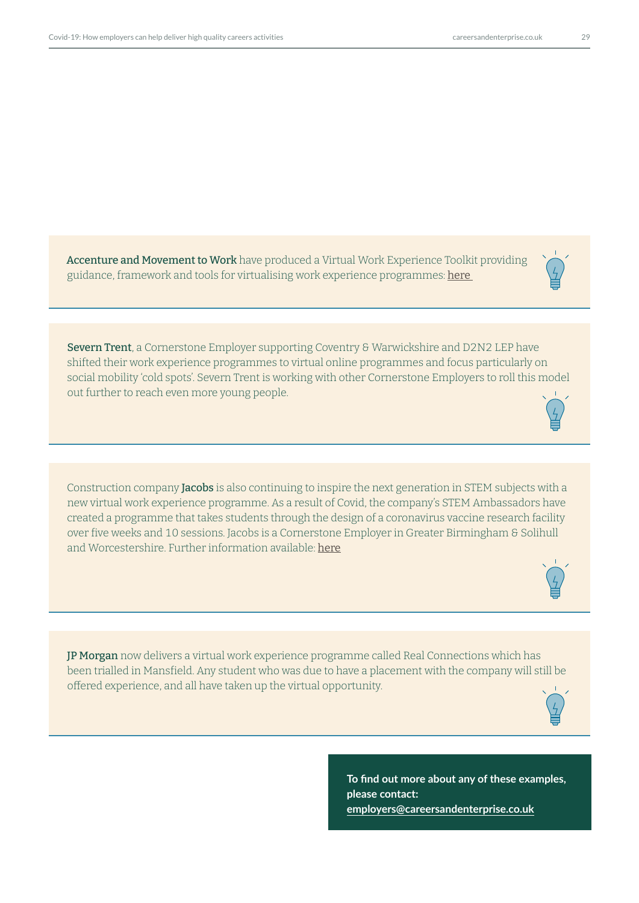**Accenture and Movement to Work** have produced a Virtual Work Experience Toolkit providing guidance, framework and tools for virtualising work experience programmes: here

---

**Severn Trent**, a Cornerstone Employer supporting Coventry & Warwickshire and D2N2 LEP have shifted their work experience programmes to virtual online programmes and focus particularly on social mobility 'cold spots'. Severn Trent is working with other Cornerstone Employers to roll this model out further to reach even more young people.

---

Construction company **Jacobs** is also continuing to inspire the next generation in STEM subjects with a new virtual work experience programme. As a result of Covid, the company's STEM Ambassadors have created a programme that takes students through the design of a coronavirus vaccine research facility over five weeks and 10 sessions. Jacobs is a Cornerstone Employer in Greater Birmingham & Solihull and Worcestershire. Further information available: here

---

**JP Morgan** now delivers a virtual work experience programme called Real Connections which has been trialled in Mansfield. Any student who was due to have a placement with the company will still be offered experience, and all have taken up the virtual opportunity.

---

**To find out more about any of these examples, please contact: employers@careersandenterprise.co.uk**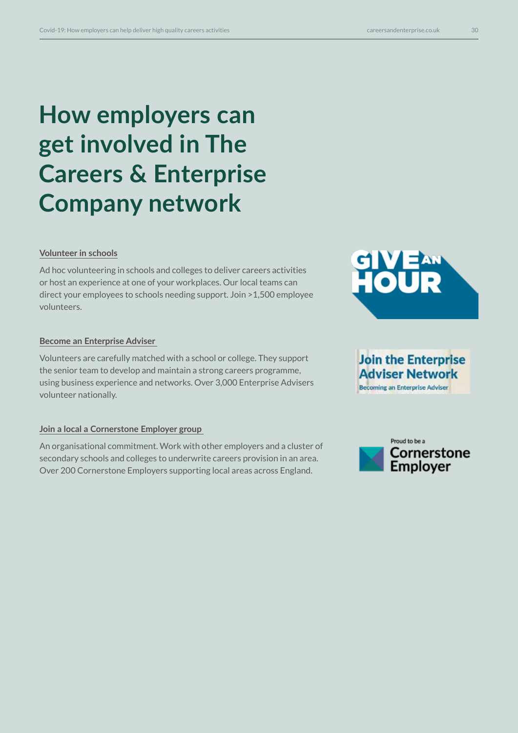# How employers can get involved in The Careers & Enterprise Company network

**Volunteer in schools**

Ad hoc volunteering in schools and colleges to deliver careers activities or host an experience at one of your workplaces. Our local teams can direct your employees to schools needing support. Join >1,500 employee volunteers.

**Become an Enterprise Adviser**

Volunteers are carefully matched with a school or college. They support the senior team to develop and maintain a strong careers programme, using business experience and networks. Over 3,000 Enterprise Advisers volunteer nationally.

**Join a local a Cornerstone Employer group**

An organisational commitment. Work with other employers and a cluster of secondary schools and colleges to underwrite careers provision in an area. Over 200 Cornerstone Employers supporting local areas across England.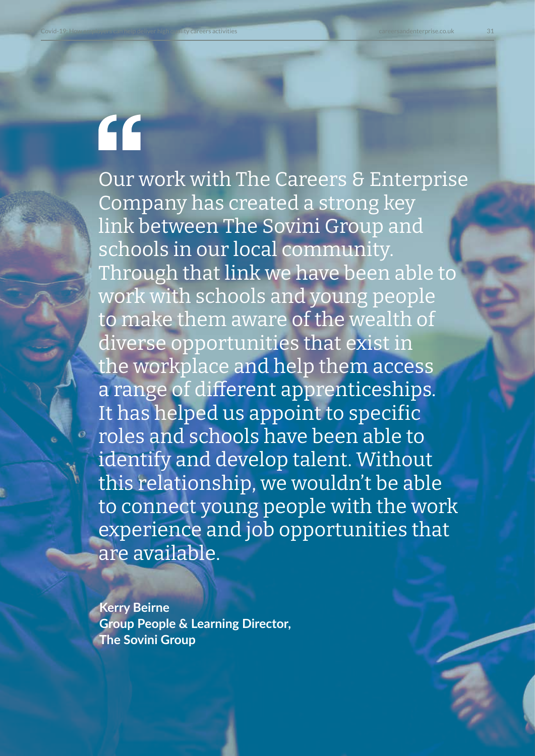"

Our work with The Careers & Enterprise Company has created a strong key link between The Sovini Group and schools in our local community. Through that link we have been able to work with schools and young people to make them aware of the wealth of diverse opportunities that exist in the workplace and help them access a range of different apprenticeships. It has helped us appoint to specific roles and schools have been able to identify and develop talent. Without this relationship, we wouldn't be able to connect young people with the work experience and job opportunities that are available.

**Kerry Beirne**
**Group People & Learning Director,**
**The Sovini Group**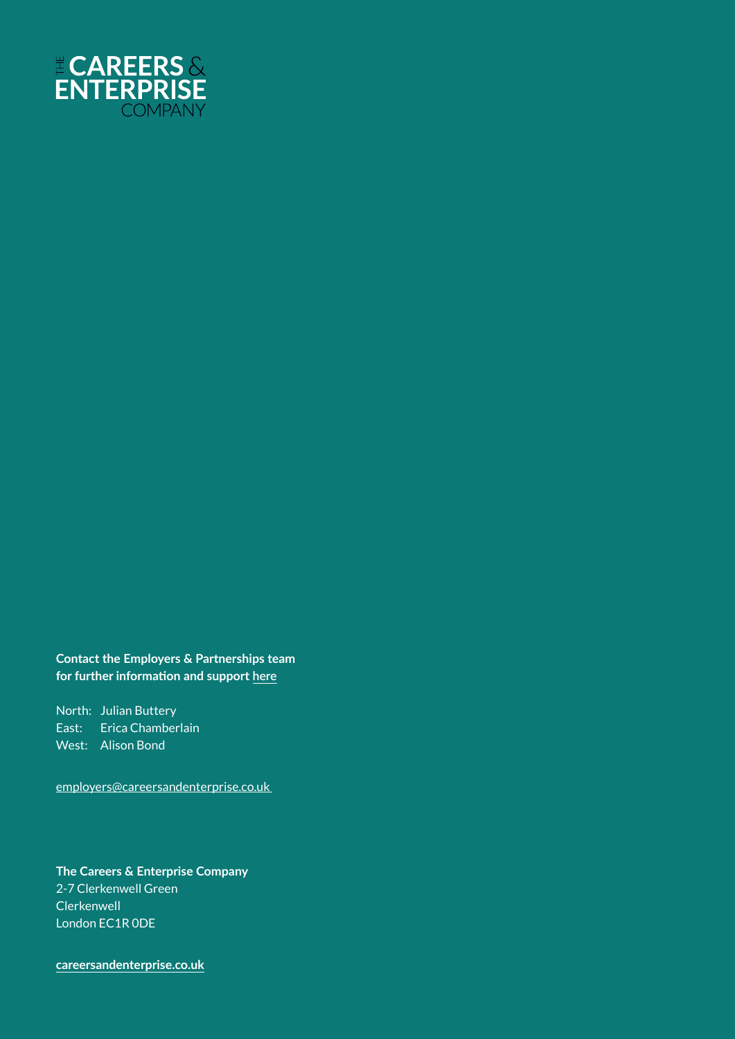THE CAREERS & ENTERPRISE COMPANY

**Contact the Employers & Partnerships team for further information and support** here

North: Julian Buttery
East: Erica Chamberlain
West: Alison Bond

employers@careersandenterprise.co.uk

**The Careers & Enterprise Company**
2-7 Clerkenwell Green
Clerkenwell
London EC1R 0DE

**careersandenterprise.co.uk**